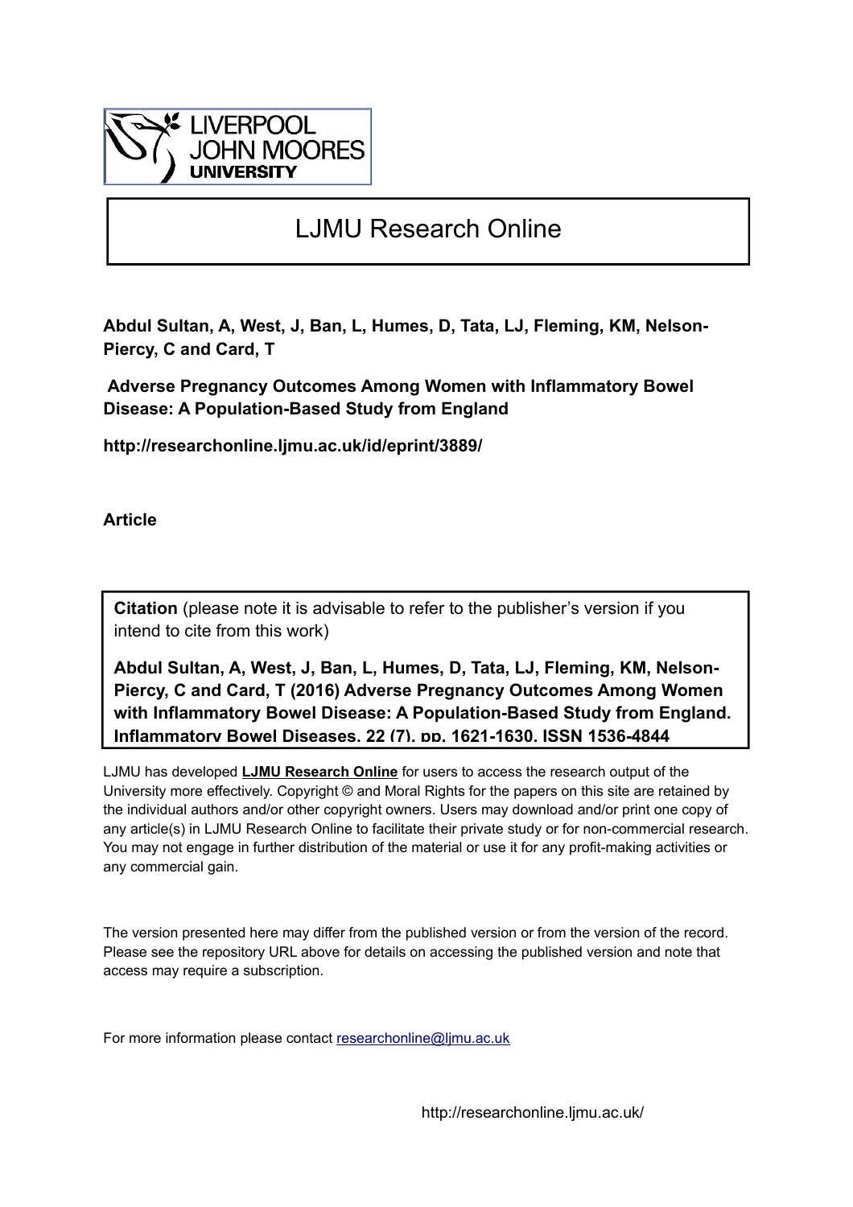LIVERPOOL JOHN MOORES UNIVERSITY

# LJMU Research Online

**Abdul Sultan, A, West, J, Ban, L, Humes, D, Tata, LJ, Fleming, KM, Nelson-Piercy, C and Card, T**

**Adverse Pregnancy Outcomes Among Women with Inflammatory Bowel Disease: A Population-Based Study from England**

**http://researchonline.ljmu.ac.uk/id/eprint/3889/**

**Article**

**Citation** (please note it is advisable to refer to the publisher's version if you intend to cite from this work)

**Abdul Sultan, A, West, J, Ban, L, Humes, D, Tata, LJ, Fleming, KM, Nelson-Piercy, C and Card, T (2016) Adverse Pregnancy Outcomes Among Women with Inflammatory Bowel Disease: A Population-Based Study from England. Inflammatory Bowel Diseases, 22 (7). pp. 1621-1630. ISSN 1536-4844**

LJMU has developed **LJMU Research Online** for users to access the research output of the University more effectively. Copyright © and Moral Rights for the papers on this site are retained by the individual authors and/or other copyright owners. Users may download and/or print one copy of any article(s) in LJMU Research Online to facilitate their private study or for non-commercial research. You may not engage in further distribution of the material or use it for any profit-making activities or any commercial gain.

The version presented here may differ from the published version or from the version of the record. Please see the repository URL above for details on accessing the published version and note that access may require a subscription.

For more information please contact researchonline@ljmu.ac.uk

http://researchonline.ljmu.ac.uk/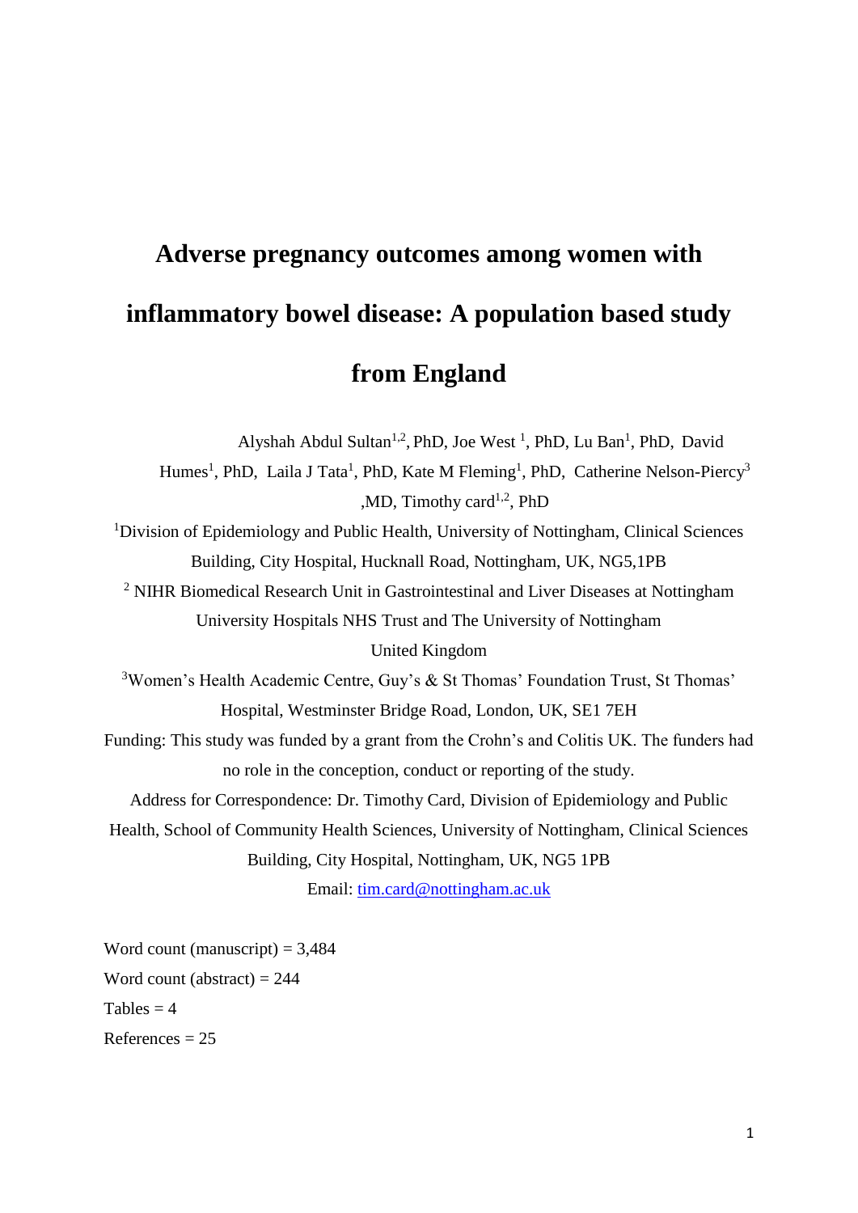# Adverse pregnancy outcomes among women with inflammatory bowel disease: A population based study from England

Alyshah Abdul Sultan[1,2], PhD, Joe West [1], PhD, Lu Ban[1], PhD, David Humes[1], PhD, Laila J Tata[1], PhD, Kate M Fleming[1], PhD, Catherine Nelson-Piercy[3] ,MD, Timothy card[1,2], PhD

[1]Division of Epidemiology and Public Health, University of Nottingham, Clinical Sciences Building, City Hospital, Hucknall Road, Nottingham, UK, NG5,1PB

[2] NIHR Biomedical Research Unit in Gastrointestinal and Liver Diseases at Nottingham University Hospitals NHS Trust and The University of Nottingham United Kingdom

[3]Women's Health Academic Centre, Guy's & St Thomas' Foundation Trust, St Thomas' Hospital, Westminster Bridge Road, London, UK, SE1 7EH

Funding: This study was funded by a grant from the Crohn's and Colitis UK. The funders had no role in the conception, conduct or reporting of the study.

Address for Correspondence: Dr. Timothy Card, Division of Epidemiology and Public Health, School of Community Health Sciences, University of Nottingham, Clinical Sciences Building, City Hospital, Nottingham, UK, NG5 1PB

Email: tim.card@nottingham.ac.uk

Word count (manuscript) = 3,484

Word count (abstract) = 244

Tables = 4

References = 25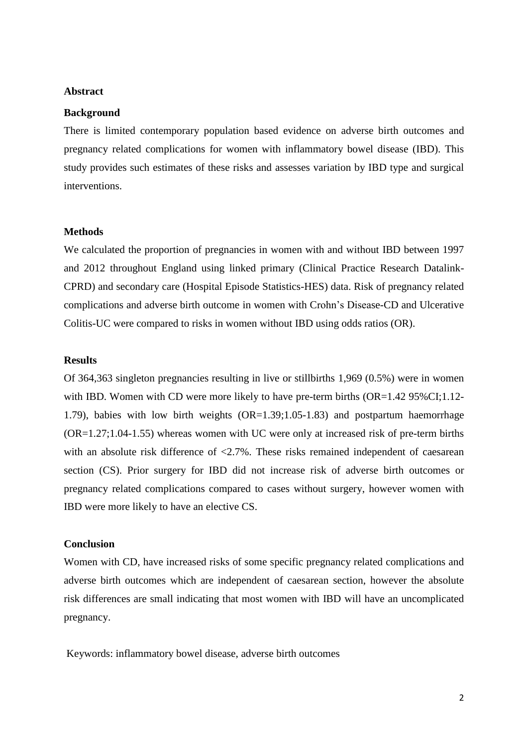## Abstract

### Background

There is limited contemporary population based evidence on adverse birth outcomes and pregnancy related complications for women with inflammatory bowel disease (IBD). This study provides such estimates of these risks and assesses variation by IBD type and surgical interventions.

### Methods

We calculated the proportion of pregnancies in women with and without IBD between 1997 and 2012 throughout England using linked primary (Clinical Practice Research Datalink-CPRD) and secondary care (Hospital Episode Statistics-HES) data. Risk of pregnancy related complications and adverse birth outcome in women with Crohn's Disease-CD and Ulcerative Colitis-UC were compared to risks in women without IBD using odds ratios (OR).

### Results

Of 364,363 singleton pregnancies resulting in live or stillbirths 1,969 (0.5%) were in women with IBD. Women with CD were more likely to have pre-term births (OR=1.42 95%CI;1.12-1.79), babies with low birth weights (OR=1.39;1.05-1.83) and postpartum haemorrhage (OR=1.27;1.04-1.55) whereas women with UC were only at increased risk of pre-term births with an absolute risk difference of <2.7%. These risks remained independent of caesarean section (CS). Prior surgery for IBD did not increase risk of adverse birth outcomes or pregnancy related complications compared to cases without surgery, however women with IBD were more likely to have an elective CS.

### Conclusion

Women with CD, have increased risks of some specific pregnancy related complications and adverse birth outcomes which are independent of caesarean section, however the absolute risk differences are small indicating that most women with IBD will have an uncomplicated pregnancy.

Keywords: inflammatory bowel disease, adverse birth outcomes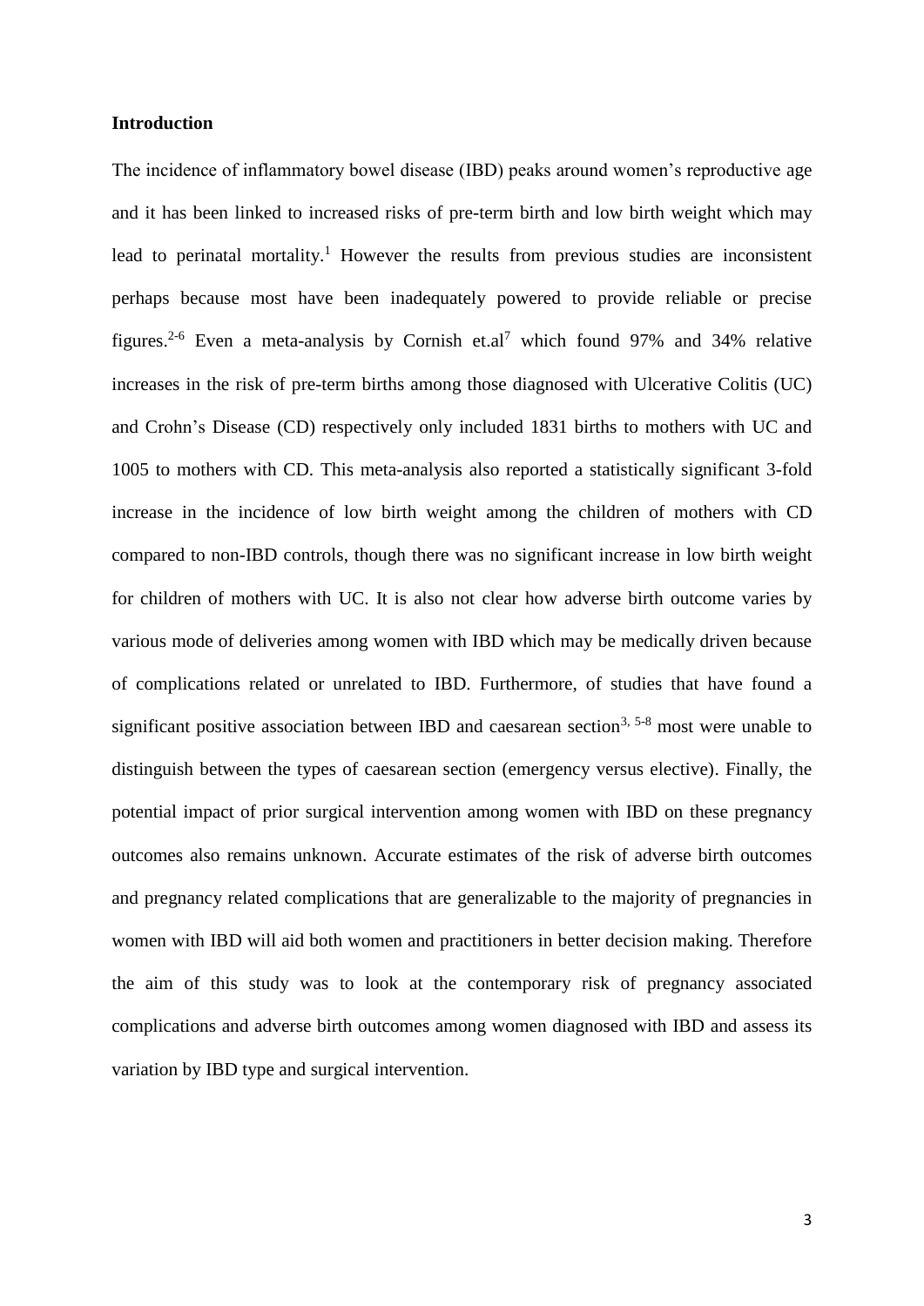**Introduction**

The incidence of inflammatory bowel disease (IBD) peaks around women's reproductive age and it has been linked to increased risks of pre-term birth and low birth weight which may lead to perinatal mortality.[1] However the results from previous studies are inconsistent perhaps because most have been inadequately powered to provide reliable or precise figures.[2-6] Even a meta-analysis by Cornish et.al[7] which found 97% and 34% relative increases in the risk of pre-term births among those diagnosed with Ulcerative Colitis (UC) and Crohn's Disease (CD) respectively only included 1831 births to mothers with UC and 1005 to mothers with CD. This meta-analysis also reported a statistically significant 3-fold increase in the incidence of low birth weight among the children of mothers with CD compared to non-IBD controls, though there was no significant increase in low birth weight for children of mothers with UC. It is also not clear how adverse birth outcome varies by various mode of deliveries among women with IBD which may be medically driven because of complications related or unrelated to IBD. Furthermore, of studies that have found a significant positive association between IBD and caesarean section[3, 5-8] most were unable to distinguish between the types of caesarean section (emergency versus elective). Finally, the potential impact of prior surgical intervention among women with IBD on these pregnancy outcomes also remains unknown. Accurate estimates of the risk of adverse birth outcomes and pregnancy related complications that are generalizable to the majority of pregnancies in women with IBD will aid both women and practitioners in better decision making. Therefore the aim of this study was to look at the contemporary risk of pregnancy associated complications and adverse birth outcomes among women diagnosed with IBD and assess its variation by IBD type and surgical intervention.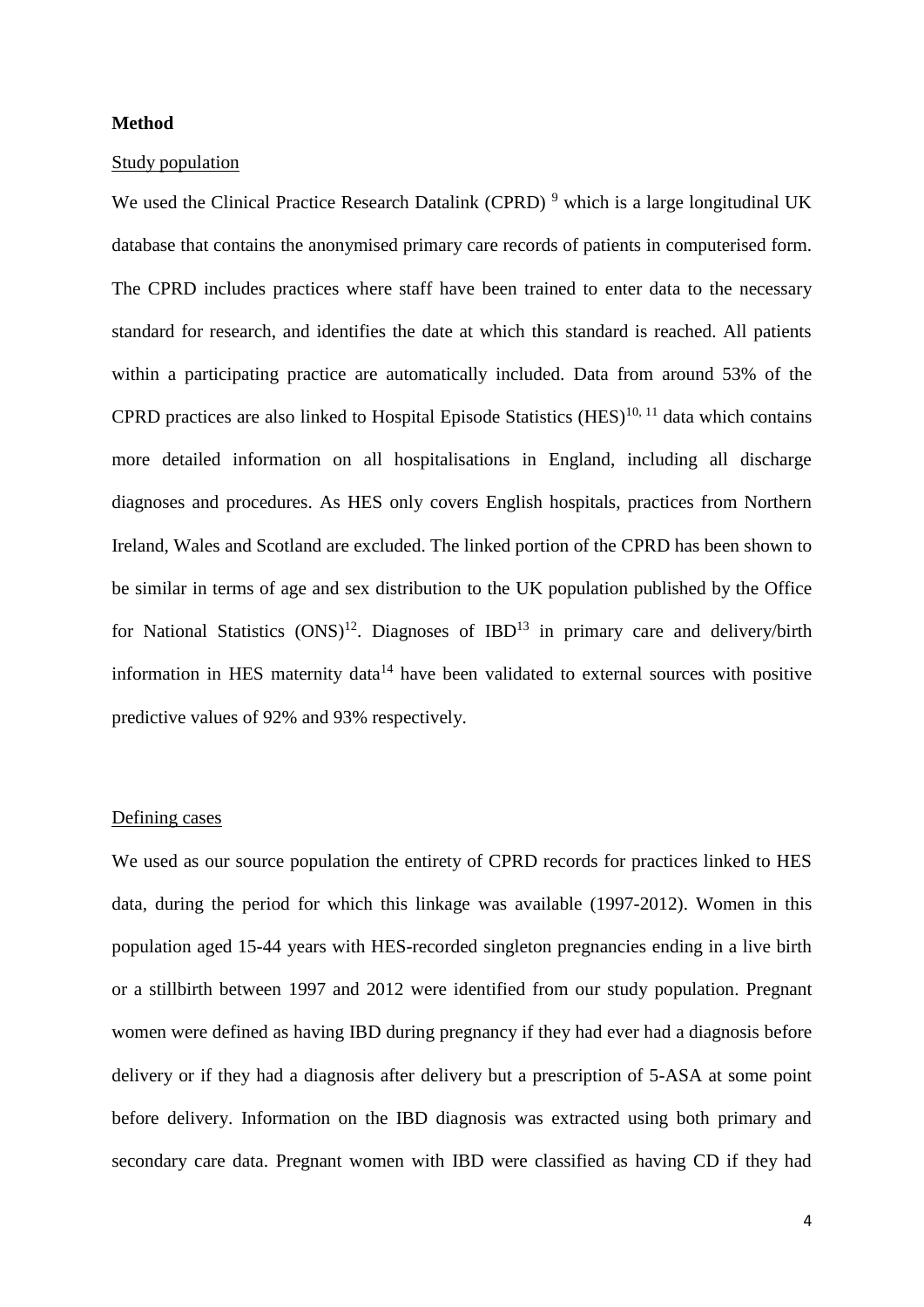**Method**

Study population

We used the Clinical Practice Research Datalink (CPRD) [9] which is a large longitudinal UK database that contains the anonymised primary care records of patients in computerised form. The CPRD includes practices where staff have been trained to enter data to the necessary standard for research, and identifies the date at which this standard is reached. All patients within a participating practice are automatically included. Data from around 53% of the CPRD practices are also linked to Hospital Episode Statistics (HES)[10, 11] data which contains more detailed information on all hospitalisations in England, including all discharge diagnoses and procedures. As HES only covers English hospitals, practices from Northern Ireland, Wales and Scotland are excluded. The linked portion of the CPRD has been shown to be similar in terms of age and sex distribution to the UK population published by the Office for National Statistics (ONS)[12]. Diagnoses of IBD[13] in primary care and delivery/birth information in HES maternity data[14] have been validated to external sources with positive predictive values of 92% and 93% respectively.

Defining cases

We used as our source population the entirety of CPRD records for practices linked to HES data, during the period for which this linkage was available (1997-2012). Women in this population aged 15-44 years with HES-recorded singleton pregnancies ending in a live birth or a stillbirth between 1997 and 2012 were identified from our study population. Pregnant women were defined as having IBD during pregnancy if they had ever had a diagnosis before delivery or if they had a diagnosis after delivery but a prescription of 5-ASA at some point before delivery. Information on the IBD diagnosis was extracted using both primary and secondary care data. Pregnant women with IBD were classified as having CD if they had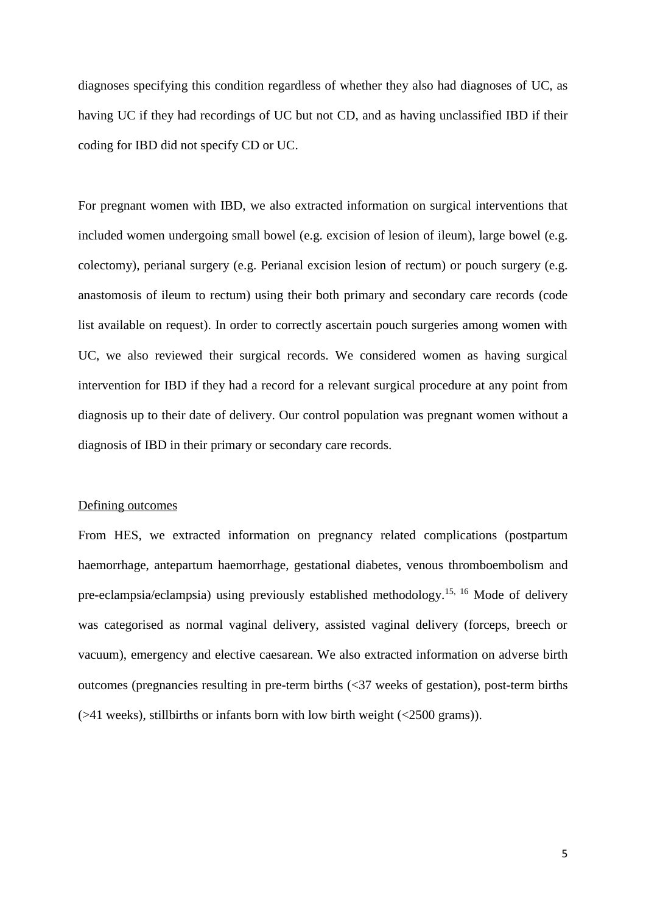diagnoses specifying this condition regardless of whether they also had diagnoses of UC, as having UC if they had recordings of UC but not CD, and as having unclassified IBD if their coding for IBD did not specify CD or UC.

For pregnant women with IBD, we also extracted information on surgical interventions that included women undergoing small bowel (e.g. excision of lesion of ileum), large bowel (e.g. colectomy), perianal surgery (e.g. Perianal excision lesion of rectum) or pouch surgery (e.g. anastomosis of ileum to rectum) using their both primary and secondary care records (code list available on request). In order to correctly ascertain pouch surgeries among women with UC, we also reviewed their surgical records. We considered women as having surgical intervention for IBD if they had a record for a relevant surgical procedure at any point from diagnosis up to their date of delivery. Our control population was pregnant women without a diagnosis of IBD in their primary or secondary care records.

## Defining outcomes

From HES, we extracted information on pregnancy related complications (postpartum haemorrhage, antepartum haemorrhage, gestational diabetes, venous thromboembolism and pre-eclampsia/eclampsia) using previously established methodology.[15, 16] Mode of delivery was categorised as normal vaginal delivery, assisted vaginal delivery (forceps, breech or vacuum), emergency and elective caesarean. We also extracted information on adverse birth outcomes (pregnancies resulting in pre-term births (<37 weeks of gestation), post-term births (>41 weeks), stillbirths or infants born with low birth weight (<2500 grams)).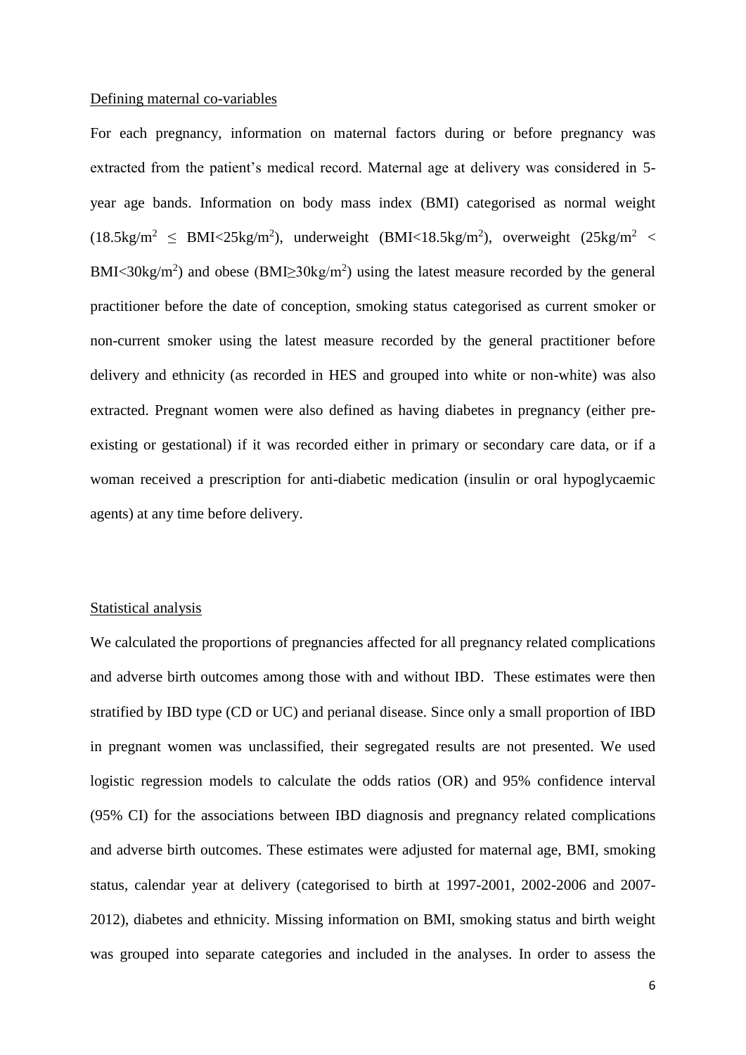Defining maternal co-variables

For each pregnancy, information on maternal factors during or before pregnancy was extracted from the patient's medical record. Maternal age at delivery was considered in 5-year age bands. Information on body mass index (BMI) categorised as normal weight ($18.5\text{kg/m}^2 \leq \text{BMI} < 25\text{kg/m}^2$), underweight ($\text{BMI} < 18.5\text{kg/m}^2$), overweight ($25\text{kg/m}^2 < \text{BMI} < 30\text{kg/m}^2$) and obese ($\text{BMI} \geq 30\text{kg/m}^2$) using the latest measure recorded by the general practitioner before the date of conception, smoking status categorised as current smoker or non-current smoker using the latest measure recorded by the general practitioner before delivery and ethnicity (as recorded in HES and grouped into white or non-white) was also extracted. Pregnant women were also defined as having diabetes in pregnancy (either pre-existing or gestational) if it was recorded either in primary or secondary care data, or if a woman received a prescription for anti-diabetic medication (insulin or oral hypoglycaemic agents) at any time before delivery.

Statistical analysis

We calculated the proportions of pregnancies affected for all pregnancy related complications and adverse birth outcomes among those with and without IBD. These estimates were then stratified by IBD type (CD or UC) and perianal disease. Since only a small proportion of IBD in pregnant women was unclassified, their segregated results are not presented. We used logistic regression models to calculate the odds ratios (OR) and 95% confidence interval (95% CI) for the associations between IBD diagnosis and pregnancy related complications and adverse birth outcomes. These estimates were adjusted for maternal age, BMI, smoking status, calendar year at delivery (categorised to birth at 1997-2001, 2002-2006 and 2007-2012), diabetes and ethnicity. Missing information on BMI, smoking status and birth weight was grouped into separate categories and included in the analyses. In order to assess the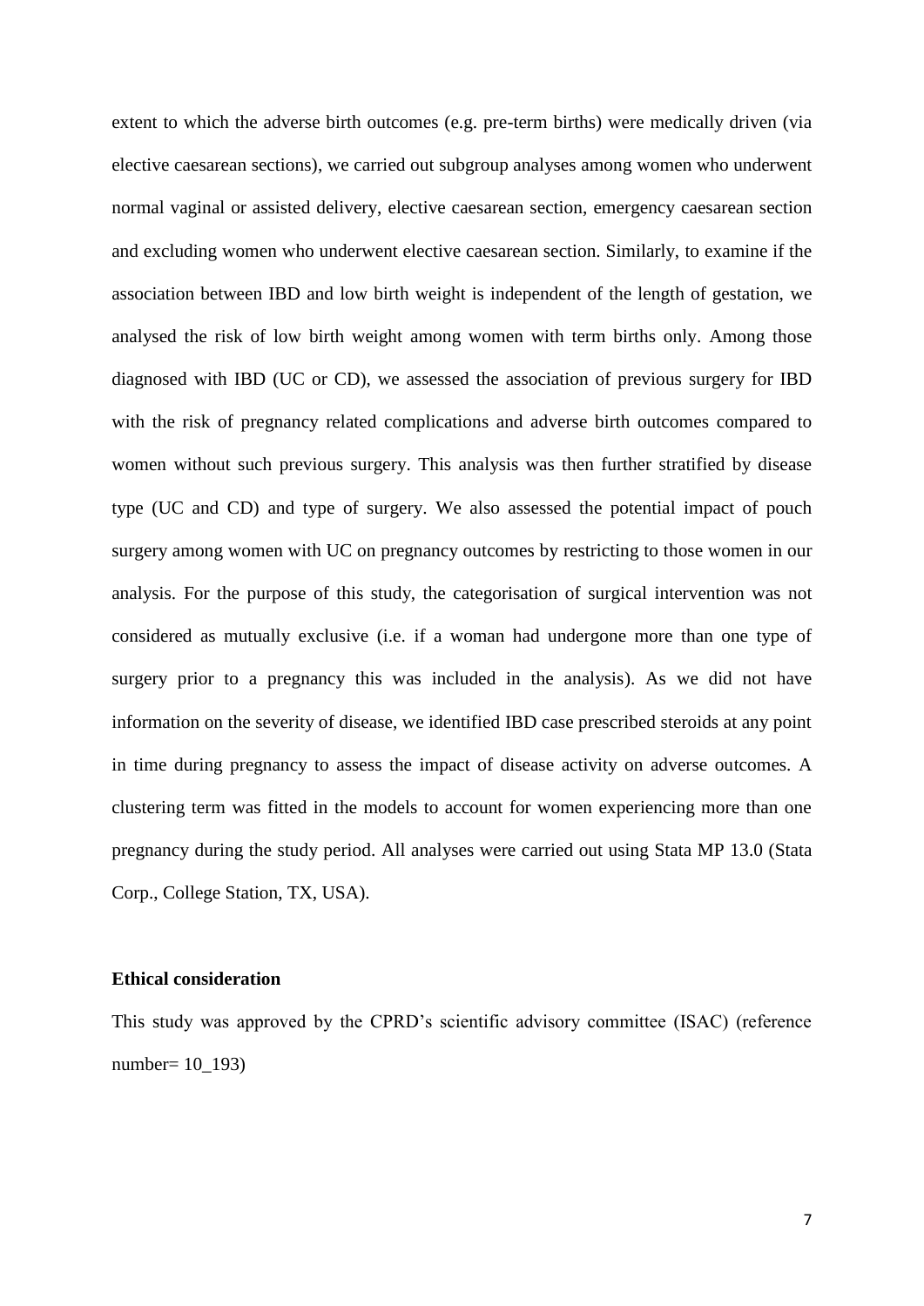extent to which the adverse birth outcomes (e.g. pre-term births) were medically driven (via elective caesarean sections), we carried out subgroup analyses among women who underwent normal vaginal or assisted delivery, elective caesarean section, emergency caesarean section and excluding women who underwent elective caesarean section. Similarly, to examine if the association between IBD and low birth weight is independent of the length of gestation, we analysed the risk of low birth weight among women with term births only. Among those diagnosed with IBD (UC or CD), we assessed the association of previous surgery for IBD with the risk of pregnancy related complications and adverse birth outcomes compared to women without such previous surgery. This analysis was then further stratified by disease type (UC and CD) and type of surgery. We also assessed the potential impact of pouch surgery among women with UC on pregnancy outcomes by restricting to those women in our analysis. For the purpose of this study, the categorisation of surgical intervention was not considered as mutually exclusive (i.e. if a woman had undergone more than one type of surgery prior to a pregnancy this was included in the analysis). As we did not have information on the severity of disease, we identified IBD case prescribed steroids at any point in time during pregnancy to assess the impact of disease activity on adverse outcomes. A clustering term was fitted in the models to account for women experiencing more than one pregnancy during the study period. All analyses were carried out using Stata MP 13.0 (Stata Corp., College Station, TX, USA).

**Ethical consideration**

This study was approved by the CPRD's scientific advisory committee (ISAC) (reference number= 10_193)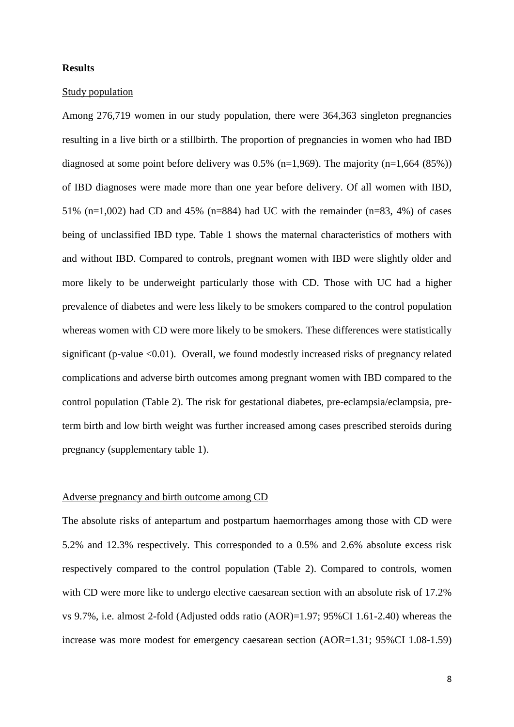## Results

Study population

Among 276,719 women in our study population, there were 364,363 singleton pregnancies resulting in a live birth or a stillbirth. The proportion of pregnancies in women who had IBD diagnosed at some point before delivery was 0.5% (n=1,969). The majority (n=1,664 (85%)) of IBD diagnoses were made more than one year before delivery. Of all women with IBD, 51% (n=1,002) had CD and 45% (n=884) had UC with the remainder (n=83, 4%) of cases being of unclassified IBD type. Table 1 shows the maternal characteristics of mothers with and without IBD. Compared to controls, pregnant women with IBD were slightly older and more likely to be underweight particularly those with CD. Those with UC had a higher prevalence of diabetes and were less likely to be smokers compared to the control population whereas women with CD were more likely to be smokers. These differences were statistically significant (p-value <0.01). Overall, we found modestly increased risks of pregnancy related complications and adverse birth outcomes among pregnant women with IBD compared to the control population (Table 2). The risk for gestational diabetes, pre-eclampsia/eclampsia, pre-term birth and low birth weight was further increased among cases prescribed steroids during pregnancy (supplementary table 1).

Adverse pregnancy and birth outcome among CD

The absolute risks of antepartum and postpartum haemorrhages among those with CD were 5.2% and 12.3% respectively. This corresponded to a 0.5% and 2.6% absolute excess risk respectively compared to the control population (Table 2). Compared to controls, women with CD were more like to undergo elective caesarean section with an absolute risk of 17.2% vs 9.7%, i.e. almost 2-fold (Adjusted odds ratio (AOR)=1.97; 95%CI 1.61-2.40) whereas the increase was more modest for emergency caesarean section (AOR=1.31; 95%CI 1.08-1.59)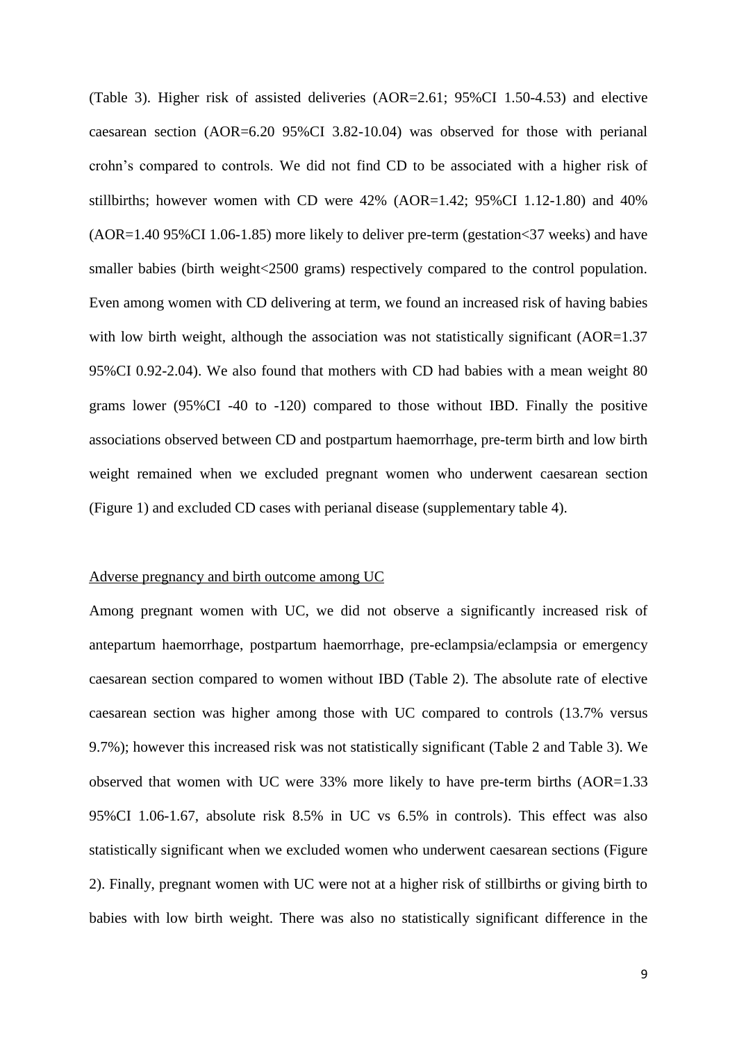(Table 3). Higher risk of assisted deliveries (AOR=2.61; 95%CI 1.50-4.53) and elective caesarean section (AOR=6.20 95%CI 3.82-10.04) was observed for those with perianal crohn's compared to controls. We did not find CD to be associated with a higher risk of stillbirths; however women with CD were 42% (AOR=1.42; 95%CI 1.12-1.80) and 40% (AOR=1.40 95%CI 1.06-1.85) more likely to deliver pre-term (gestation<37 weeks) and have smaller babies (birth weight<2500 grams) respectively compared to the control population. Even among women with CD delivering at term, we found an increased risk of having babies with low birth weight, although the association was not statistically significant (AOR=1.37 95%CI 0.92-2.04). We also found that mothers with CD had babies with a mean weight 80 grams lower (95%CI -40 to -120) compared to those without IBD. Finally the positive associations observed between CD and postpartum haemorrhage, pre-term birth and low birth weight remained when we excluded pregnant women who underwent caesarean section (Figure 1) and excluded CD cases with perianal disease (supplementary table 4).

Adverse pregnancy and birth outcome among UC

Among pregnant women with UC, we did not observe a significantly increased risk of antepartum haemorrhage, postpartum haemorrhage, pre-eclampsia/eclampsia or emergency caesarean section compared to women without IBD (Table 2). The absolute rate of elective caesarean section was higher among those with UC compared to controls (13.7% versus 9.7%); however this increased risk was not statistically significant (Table 2 and Table 3). We observed that women with UC were 33% more likely to have pre-term births (AOR=1.33 95%CI 1.06-1.67, absolute risk 8.5% in UC vs 6.5% in controls). This effect was also statistically significant when we excluded women who underwent caesarean sections (Figure 2). Finally, pregnant women with UC were not at a higher risk of stillbirths or giving birth to babies with low birth weight. There was also no statistically significant difference in the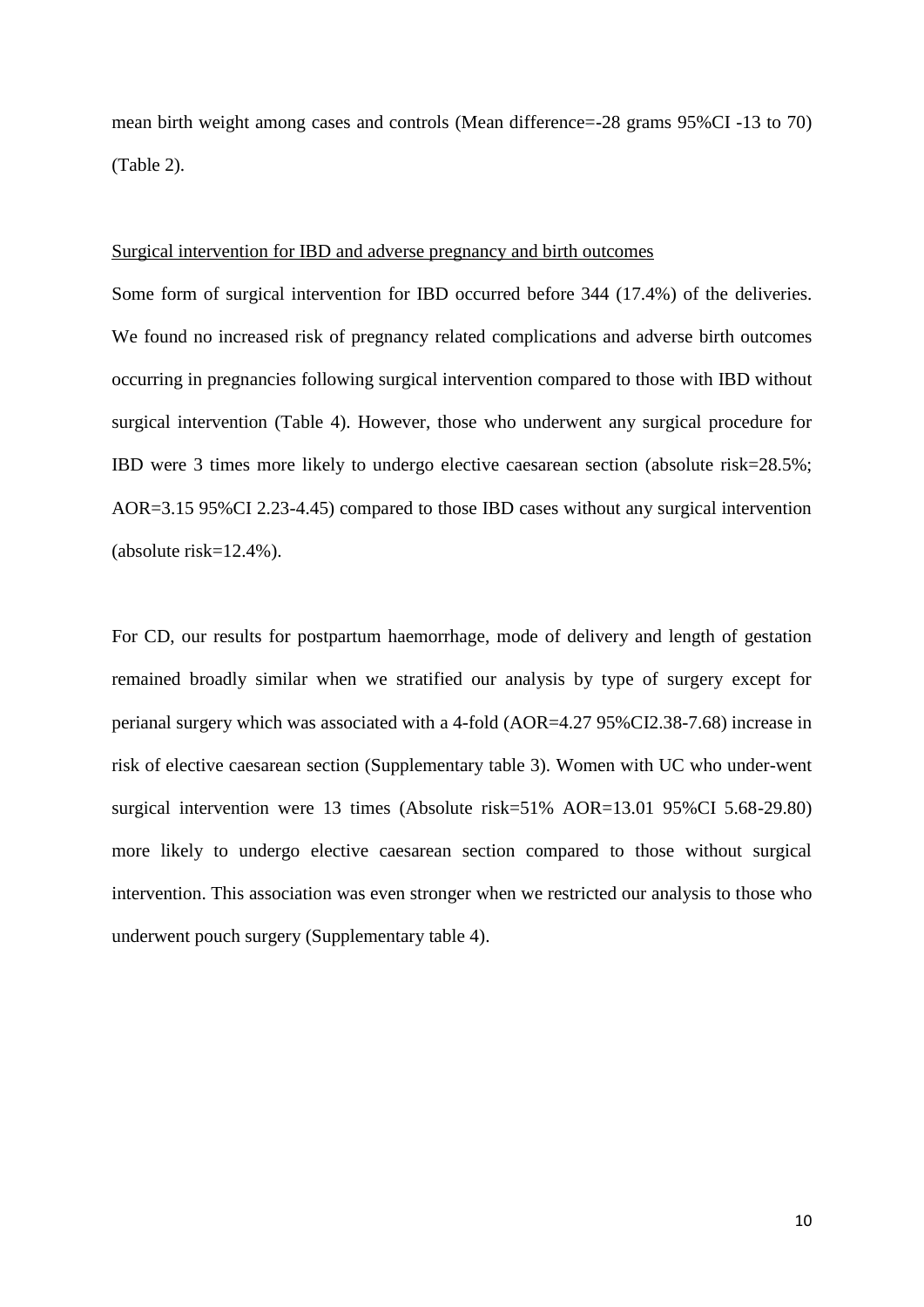mean birth weight among cases and controls (Mean difference=-28 grams 95%CI -13 to 70) (Table 2).

Surgical intervention for IBD and adverse pregnancy and birth outcomes

Some form of surgical intervention for IBD occurred before 344 (17.4%) of the deliveries. We found no increased risk of pregnancy related complications and adverse birth outcomes occurring in pregnancies following surgical intervention compared to those with IBD without surgical intervention (Table 4). However, those who underwent any surgical procedure for IBD were 3 times more likely to undergo elective caesarean section (absolute risk=28.5%; AOR=3.15 95%CI 2.23-4.45) compared to those IBD cases without any surgical intervention (absolute risk=12.4%).

For CD, our results for postpartum haemorrhage, mode of delivery and length of gestation remained broadly similar when we stratified our analysis by type of surgery except for perianal surgery which was associated with a 4-fold (AOR=4.27 95%CI2.38-7.68) increase in risk of elective caesarean section (Supplementary table 3). Women with UC who under-went surgical intervention were 13 times (Absolute risk=51% AOR=13.01 95%CI 5.68-29.80) more likely to undergo elective caesarean section compared to those without surgical intervention. This association was even stronger when we restricted our analysis to those who underwent pouch surgery (Supplementary table 4).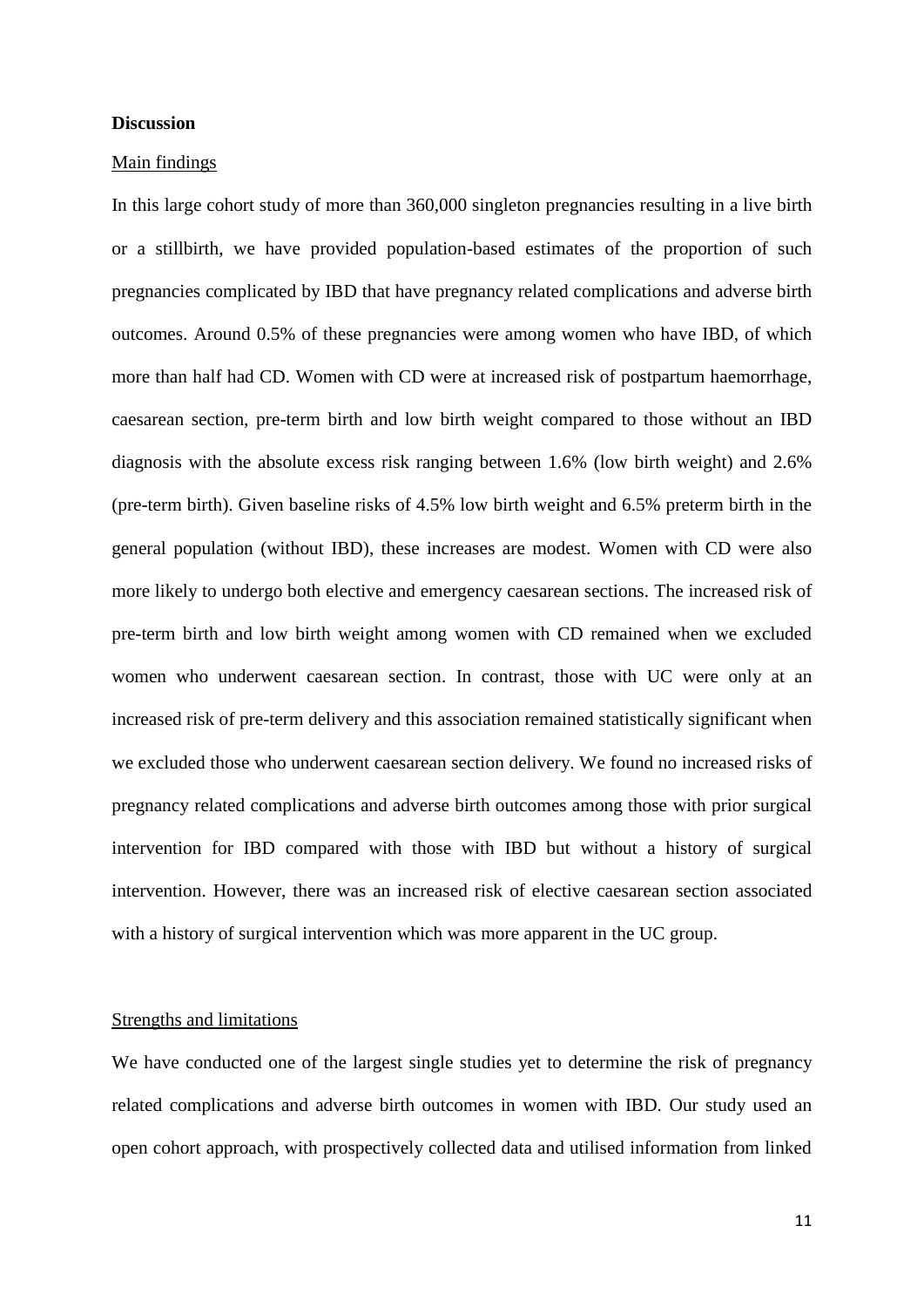## Discussion

### Main findings

In this large cohort study of more than 360,000 singleton pregnancies resulting in a live birth or a stillbirth, we have provided population-based estimates of the proportion of such pregnancies complicated by IBD that have pregnancy related complications and adverse birth outcomes. Around 0.5% of these pregnancies were among women who have IBD, of which more than half had CD. Women with CD were at increased risk of postpartum haemorrhage, caesarean section, pre-term birth and low birth weight compared to those without an IBD diagnosis with the absolute excess risk ranging between 1.6% (low birth weight) and 2.6% (pre-term birth). Given baseline risks of 4.5% low birth weight and 6.5% preterm birth in the general population (without IBD), these increases are modest. Women with CD were also more likely to undergo both elective and emergency caesarean sections. The increased risk of pre-term birth and low birth weight among women with CD remained when we excluded women who underwent caesarean section. In contrast, those with UC were only at an increased risk of pre-term delivery and this association remained statistically significant when we excluded those who underwent caesarean section delivery. We found no increased risks of pregnancy related complications and adverse birth outcomes among those with prior surgical intervention for IBD compared with those with IBD but without a history of surgical intervention. However, there was an increased risk of elective caesarean section associated with a history of surgical intervention which was more apparent in the UC group.

### Strengths and limitations

We have conducted one of the largest single studies yet to determine the risk of pregnancy related complications and adverse birth outcomes in women with IBD. Our study used an open cohort approach, with prospectively collected data and utilised information from linked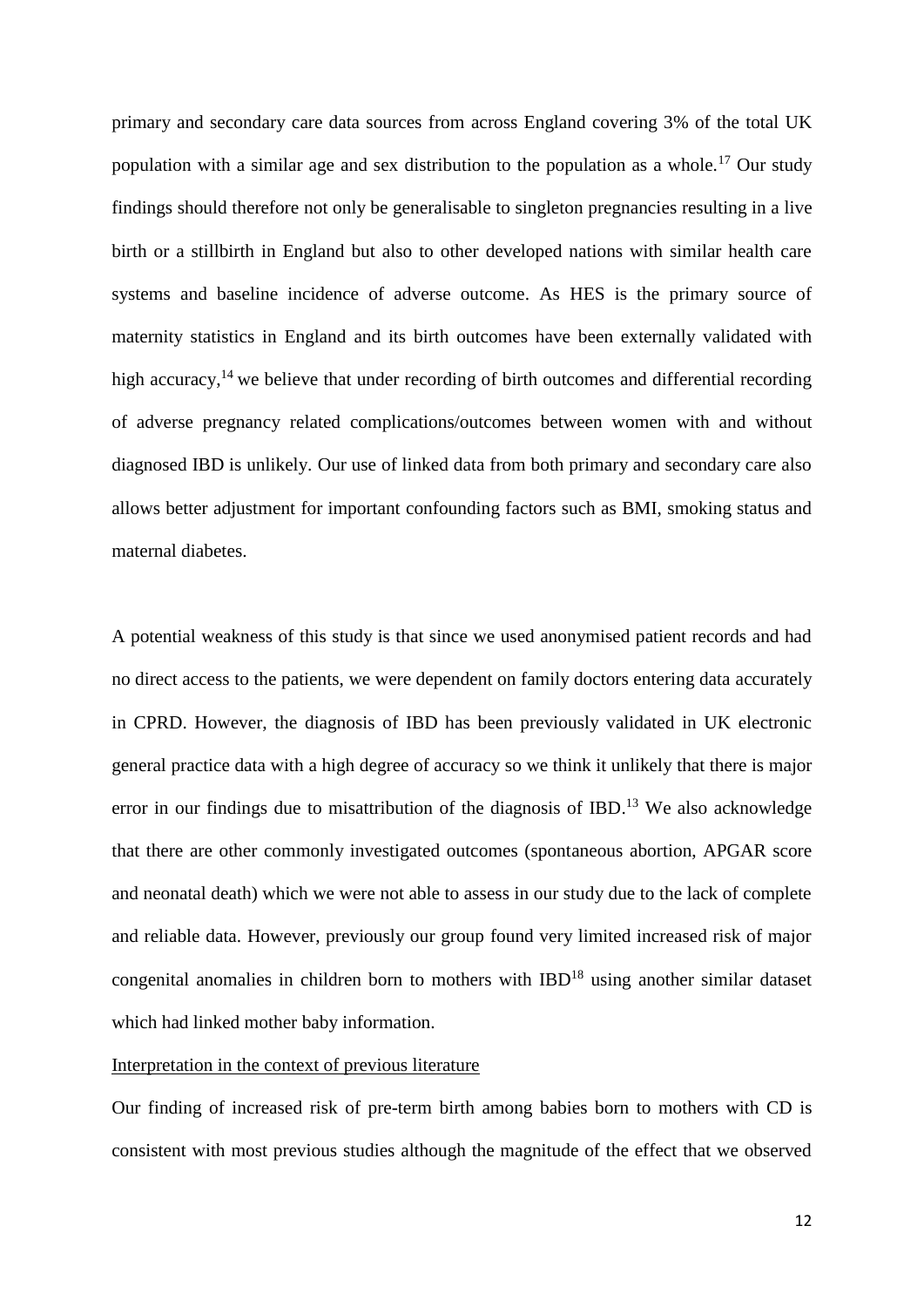primary and secondary care data sources from across England covering 3% of the total UK population with a similar age and sex distribution to the population as a whole.[17] Our study findings should therefore not only be generalisable to singleton pregnancies resulting in a live birth or a stillbirth in England but also to other developed nations with similar health care systems and baseline incidence of adverse outcome. As HES is the primary source of maternity statistics in England and its birth outcomes have been externally validated with high accuracy,[14] we believe that under recording of birth outcomes and differential recording of adverse pregnancy related complications/outcomes between women with and without diagnosed IBD is unlikely. Our use of linked data from both primary and secondary care also allows better adjustment for important confounding factors such as BMI, smoking status and maternal diabetes.

A potential weakness of this study is that since we used anonymised patient records and had no direct access to the patients, we were dependent on family doctors entering data accurately in CPRD. However, the diagnosis of IBD has been previously validated in UK electronic general practice data with a high degree of accuracy so we think it unlikely that there is major error in our findings due to misattribution of the diagnosis of IBD.[13] We also acknowledge that there are other commonly investigated outcomes (spontaneous abortion, APGAR score and neonatal death) which we were not able to assess in our study due to the lack of complete and reliable data. However, previously our group found very limited increased risk of major congenital anomalies in children born to mothers with IBD[18] using another similar dataset which had linked mother baby information.

<u>Interpretation in the context of previous literature</u>

Our finding of increased risk of pre-term birth among babies born to mothers with CD is consistent with most previous studies although the magnitude of the effect that we observed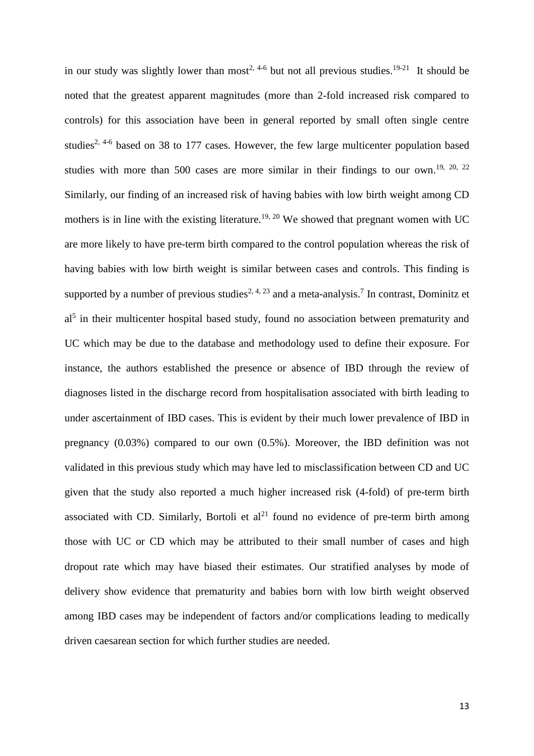in our study was slightly lower than most[2, 4-6] but not all previous studies.[19-21] It should be noted that the greatest apparent magnitudes (more than 2-fold increased risk compared to controls) for this association have been in general reported by small often single centre studies[2, 4-6] based on 38 to 177 cases. However, the few large multicenter population based studies with more than 500 cases are more similar in their findings to our own.[19, 20, 22] Similarly, our finding of an increased risk of having babies with low birth weight among CD mothers is in line with the existing literature.[19, 20] We showed that pregnant women with UC are more likely to have pre-term birth compared to the control population whereas the risk of having babies with low birth weight is similar between cases and controls. This finding is supported by a number of previous studies[2, 4, 23] and a meta-analysis.[7] In contrast, Dominitz et al[5] in their multicenter hospital based study, found no association between prematurity and UC which may be due to the database and methodology used to define their exposure. For instance, the authors established the presence or absence of IBD through the review of diagnoses listed in the discharge record from hospitalisation associated with birth leading to under ascertainment of IBD cases. This is evident by their much lower prevalence of IBD in pregnancy (0.03%) compared to our own (0.5%). Moreover, the IBD definition was not validated in this previous study which may have led to misclassification between CD and UC given that the study also reported a much higher increased risk (4-fold) of pre-term birth associated with CD. Similarly, Bortoli et al[21] found no evidence of pre-term birth among those with UC or CD which may be attributed to their small number of cases and high dropout rate which may have biased their estimates. Our stratified analyses by mode of delivery show evidence that prematurity and babies born with low birth weight observed among IBD cases may be independent of factors and/or complications leading to medically driven caesarean section for which further studies are needed.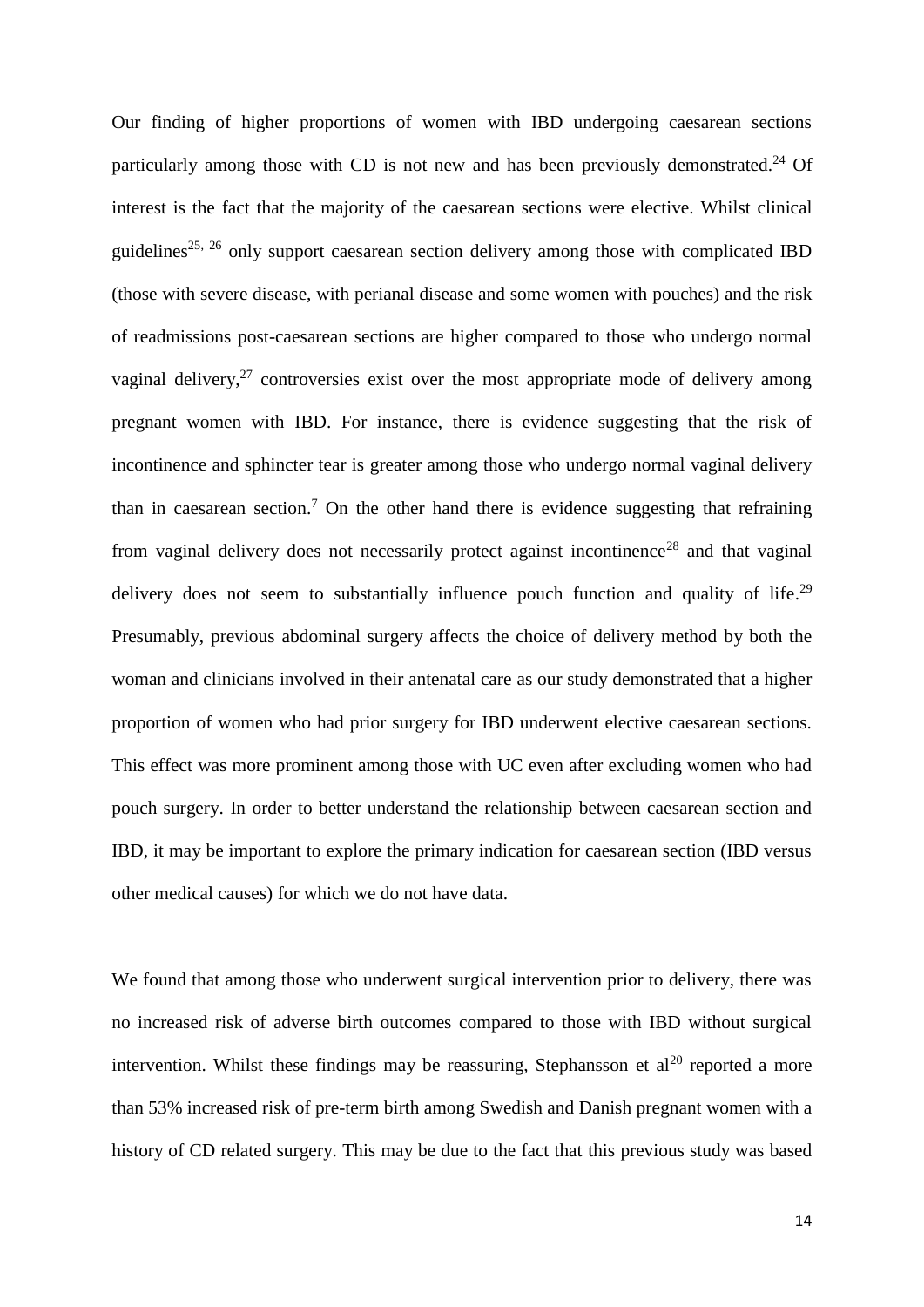Our finding of higher proportions of women with IBD undergoing caesarean sections particularly among those with CD is not new and has been previously demonstrated.[24] Of interest is the fact that the majority of the caesarean sections were elective. Whilst clinical guidelines[25, 26] only support caesarean section delivery among those with complicated IBD (those with severe disease, with perianal disease and some women with pouches) and the risk of readmissions post-caesarean sections are higher compared to those who undergo normal vaginal delivery,[27] controversies exist over the most appropriate mode of delivery among pregnant women with IBD. For instance, there is evidence suggesting that the risk of incontinence and sphincter tear is greater among those who undergo normal vaginal delivery than in caesarean section.[7] On the other hand there is evidence suggesting that refraining from vaginal delivery does not necessarily protect against incontinence[28] and that vaginal delivery does not seem to substantially influence pouch function and quality of life.[29] Presumably, previous abdominal surgery affects the choice of delivery method by both the woman and clinicians involved in their antenatal care as our study demonstrated that a higher proportion of women who had prior surgery for IBD underwent elective caesarean sections. This effect was more prominent among those with UC even after excluding women who had pouch surgery. In order to better understand the relationship between caesarean section and IBD, it may be important to explore the primary indication for caesarean section (IBD versus other medical causes) for which we do not have data.

We found that among those who underwent surgical intervention prior to delivery, there was no increased risk of adverse birth outcomes compared to those with IBD without surgical intervention. Whilst these findings may be reassuring, Stephansson et al[20] reported a more than 53% increased risk of pre-term birth among Swedish and Danish pregnant women with a history of CD related surgery. This may be due to the fact that this previous study was based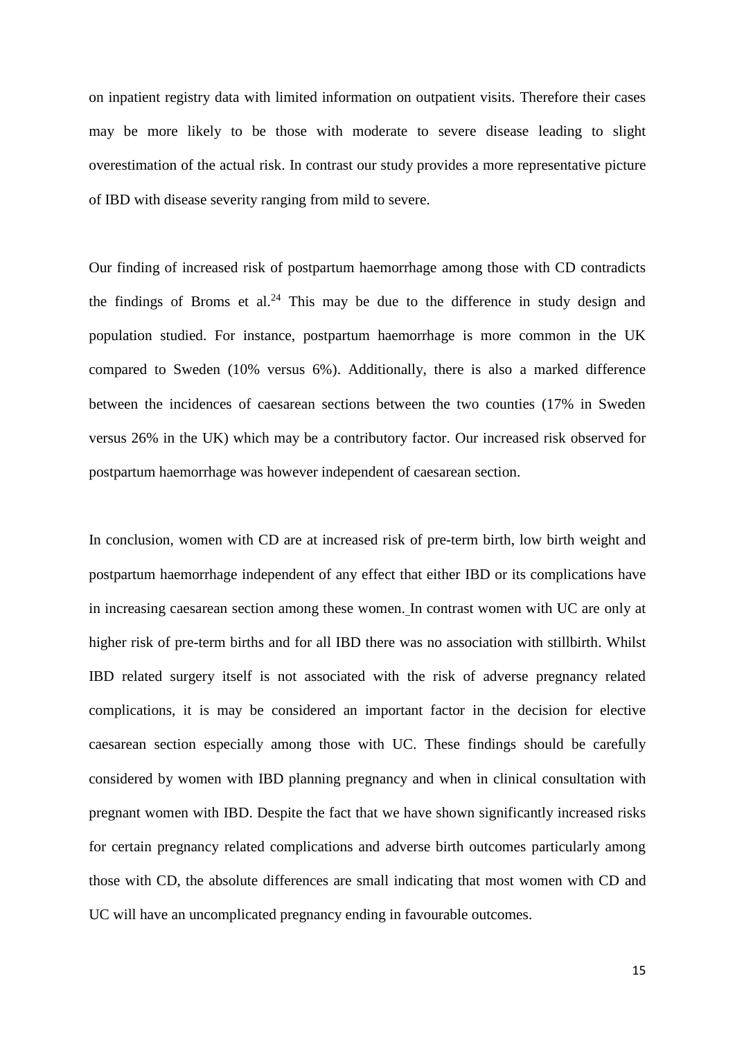on inpatient registry data with limited information on outpatient visits. Therefore their cases may be more likely to be those with moderate to severe disease leading to slight overestimation of the actual risk. In contrast our study provides a more representative picture of IBD with disease severity ranging from mild to severe.

Our finding of increased risk of postpartum haemorrhage among those with CD contradicts the findings of Broms et al.[24] This may be due to the difference in study design and population studied. For instance, postpartum haemorrhage is more common in the UK compared to Sweden (10% versus 6%). Additionally, there is also a marked difference between the incidences of caesarean sections between the two counties (17% in Sweden versus 26% in the UK) which may be a contributory factor. Our increased risk observed for postpartum haemorrhage was however independent of caesarean section.

In conclusion, women with CD are at increased risk of pre-term birth, low birth weight and postpartum haemorrhage independent of any effect that either IBD or its complications have in increasing caesarean section among these women. In contrast women with UC are only at higher risk of pre-term births and for all IBD there was no association with stillbirth. Whilst IBD related surgery itself is not associated with the risk of adverse pregnancy related complications, it is may be considered an important factor in the decision for elective caesarean section especially among those with UC. These findings should be carefully considered by women with IBD planning pregnancy and when in clinical consultation with pregnant women with IBD. Despite the fact that we have shown significantly increased risks for certain pregnancy related complications and adverse birth outcomes particularly among those with CD, the absolute differences are small indicating that most women with CD and UC will have an uncomplicated pregnancy ending in favourable outcomes.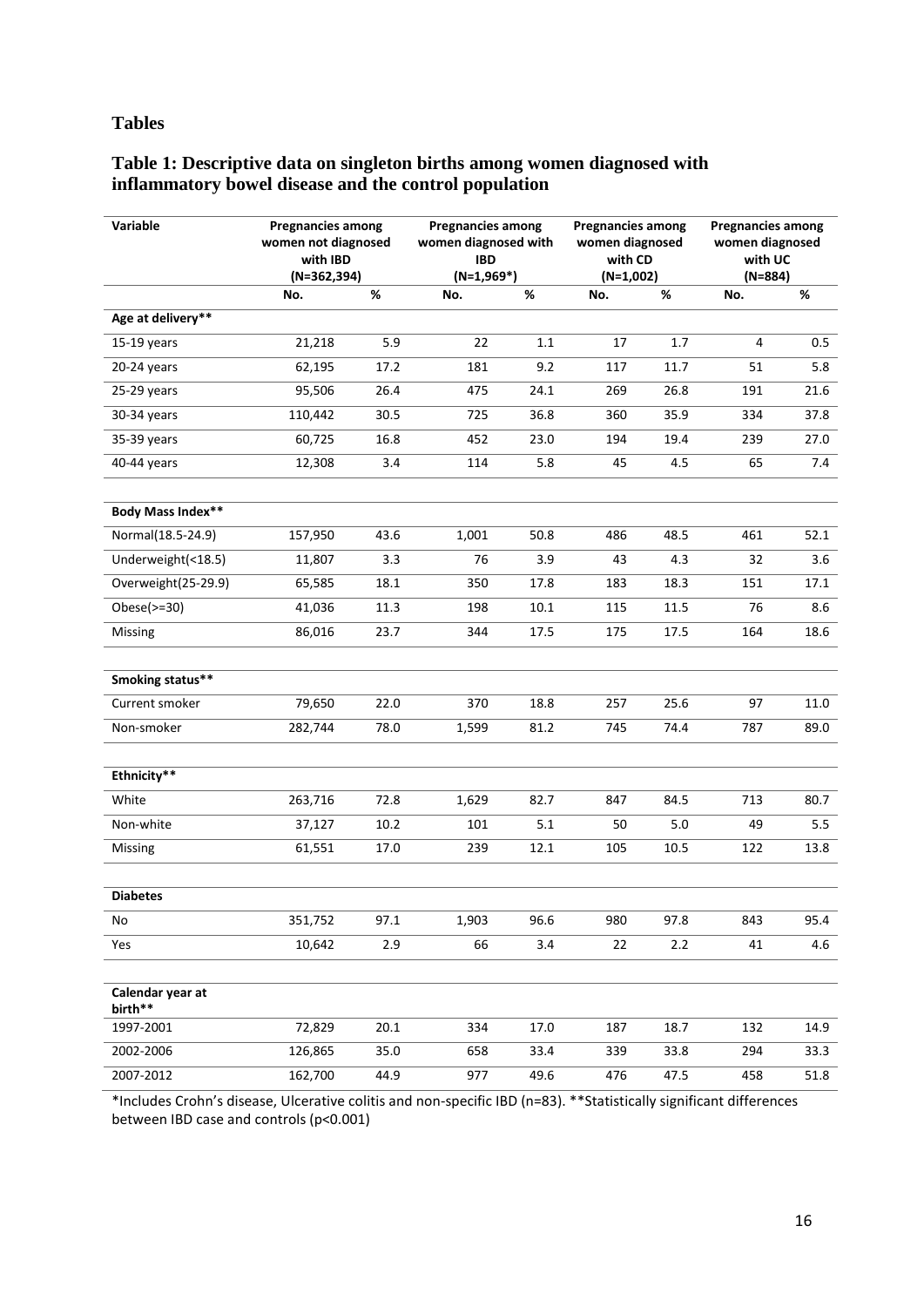## Tables

### Table 1: Descriptive data on singleton births among women diagnosed with inflammatory bowel disease and the control population

| Variable | Pregnancies among women not diagnosed with IBD (N=362,394) | | Pregnancies among women diagnosed with IBD (N=1,969*) | | Pregnancies among women diagnosed with CD (N=1,002) | | Pregnancies among women diagnosed with UC (N=884) | |
|---|---|---|---|---|---|---|---|---|
| | No. | % | No. | % | No. | % | No. | % |
| **Age at delivery**** | | | | | | | | |
| 15-19 years | 21,218 | 5.9 | 22 | 1.1 | 17 | 1.7 | 4 | 0.5 |
| 20-24 years | 62,195 | 17.2 | 181 | 9.2 | 117 | 11.7 | 51 | 5.8 |
| 25-29 years | 95,506 | 26.4 | 475 | 24.1 | 269 | 26.8 | 191 | 21.6 |
| 30-34 years | 110,442 | 30.5 | 725 | 36.8 | 360 | 35.9 | 334 | 37.8 |
| 35-39 years | 60,725 | 16.8 | 452 | 23.0 | 194 | 19.4 | 239 | 27.0 |
| 40-44 years | 12,308 | 3.4 | 114 | 5.8 | 45 | 4.5 | 65 | 7.4 |
| **Body Mass Index**** | | | | | | | | |
| Normal(18.5-24.9) | 157,950 | 43.6 | 1,001 | 50.8 | 486 | 48.5 | 461 | 52.1 |
| Underweight(<18.5) | 11,807 | 3.3 | 76 | 3.9 | 43 | 4.3 | 32 | 3.6 |
| Overweight(25-29.9) | 65,585 | 18.1 | 350 | 17.8 | 183 | 18.3 | 151 | 17.1 |
| Obese(>=30) | 41,036 | 11.3 | 198 | 10.1 | 115 | 11.5 | 76 | 8.6 |
| Missing | 86,016 | 23.7 | 344 | 17.5 | 175 | 17.5 | 164 | 18.6 |
| **Smoking status**** | | | | | | | | |
| Current smoker | 79,650 | 22.0 | 370 | 18.8 | 257 | 25.6 | 97 | 11.0 |
| Non-smoker | 282,744 | 78.0 | 1,599 | 81.2 | 745 | 74.4 | 787 | 89.0 |
| **Ethnicity**** | | | | | | | | |
| White | 263,716 | 72.8 | 1,629 | 82.7 | 847 | 84.5 | 713 | 80.7 |
| Non-white | 37,127 | 10.2 | 101 | 5.1 | 50 | 5.0 | 49 | 5.5 |
| Missing | 61,551 | 17.0 | 239 | 12.1 | 105 | 10.5 | 122 | 13.8 |
| **Diabetes** | | | | | | | | |
| No | 351,752 | 97.1 | 1,903 | 96.6 | 980 | 97.8 | 843 | 95.4 |
| Yes | 10,642 | 2.9 | 66 | 3.4 | 22 | 2.2 | 41 | 4.6 |
| **Calendar year at birth**** | | | | | | | | |
| 1997-2001 | 72,829 | 20.1 | 334 | 17.0 | 187 | 18.7 | 132 | 14.9 |
| 2002-2006 | 126,865 | 35.0 | 658 | 33.4 | 339 | 33.8 | 294 | 33.3 |
| 2007-2012 | 162,700 | 44.9 | 977 | 49.6 | 476 | 47.5 | 458 | 51.8 |

*Includes Crohn's disease, Ulcerative colitis and non-specific IBD (n=83). **Statistically significant differences between IBD case and controls (p<0.001)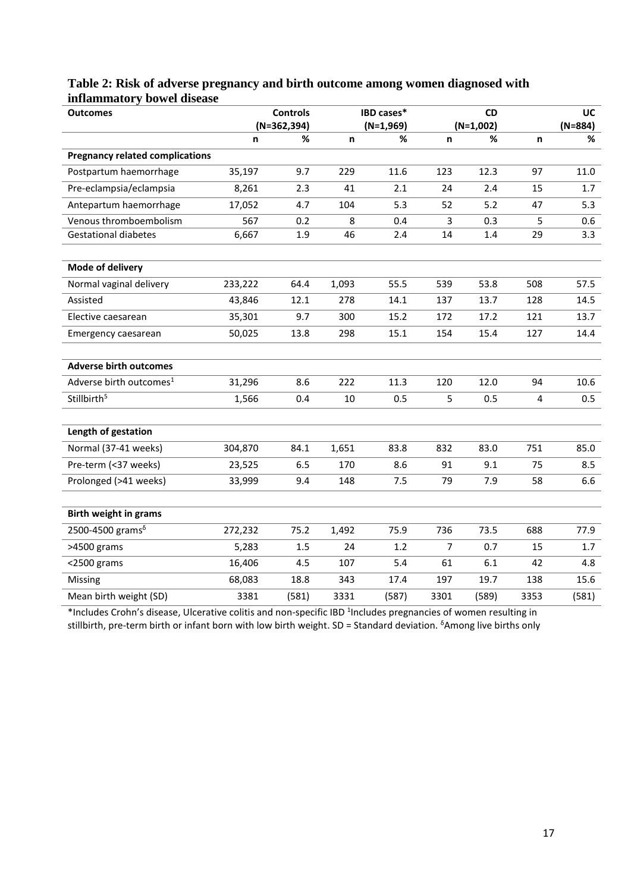**Table 2: Risk of adverse pregnancy and birth outcome among women diagnosed with inflammatory bowel disease**

| Outcomes | Controls (N=362,394) | | IBD cases* (N=1,969) | | CD (N=1,002) | | UC (N=884) | |
|---|---|---|---|---|---|---|---|---|
| | n | % | n | % | n | % | n | % |
| **Pregnancy related complications** | | | | | | | | |
| Postpartum haemorrhage | 35,197 | 9.7 | 229 | 11.6 | 123 | 12.3 | 97 | 11.0 |
| Pre-eclampsia/eclampsia | 8,261 | 2.3 | 41 | 2.1 | 24 | 2.4 | 15 | 1.7 |
| Antepartum haemorrhage | 17,052 | 4.7 | 104 | 5.3 | 52 | 5.2 | 47 | 5.3 |
| Venous thromboembolism | 567 | 0.2 | 8 | 0.4 | 3 | 0.3 | 5 | 0.6 |
| Gestational diabetes | 6,667 | 1.9 | 46 | 2.4 | 14 | 1.4 | 29 | 3.3 |
| **Mode of delivery** | | | | | | | | |
| Normal vaginal delivery | 233,222 | 64.4 | 1,093 | 55.5 | 539 | 53.8 | 508 | 57.5 |
| Assisted | 43,846 | 12.1 | 278 | 14.1 | 137 | 13.7 | 128 | 14.5 |
| Elective caesarean | 35,301 | 9.7 | 300 | 15.2 | 172 | 17.2 | 121 | 13.7 |
| Emergency caesarean | 50,025 | 13.8 | 298 | 15.1 | 154 | 15.4 | 127 | 14.4 |
| **Adverse birth outcomes** | | | | | | | | |
| Adverse birth outcomes[1] | 31,296 | 8.6 | 222 | 11.3 | 120 | 12.0 | 94 | 10.6 |
| Stillbirth[5] | 1,566 | 0.4 | 10 | 0.5 | 5 | 0.5 | 4 | 0.5 |
| **Length of gestation** | | | | | | | | |
| Normal (37-41 weeks) | 304,870 | 84.1 | 1,651 | 83.8 | 832 | 83.0 | 751 | 85.0 |
| Pre-term (<37 weeks) | 23,525 | 6.5 | 170 | 8.6 | 91 | 9.1 | 75 | 8.5 |
| Prolonged (>41 weeks) | 33,999 | 9.4 | 148 | 7.5 | 79 | 7.9 | 58 | 6.6 |
| **Birth weight in grams** | | | | | | | | |
| 2500-4500 grams[δ] | 272,232 | 75.2 | 1,492 | 75.9 | 736 | 73.5 | 688 | 77.9 |
| >4500 grams | 5,283 | 1.5 | 24 | 1.2 | 7 | 0.7 | 15 | 1.7 |
| <2500 grams | 16,406 | 4.5 | 107 | 5.4 | 61 | 6.1 | 42 | 4.8 |
| Missing | 68,083 | 18.8 | 343 | 17.4 | 197 | 19.7 | 138 | 15.6 |
| Mean birth weight (SD) | 3381 | (581) | 3331 | (587) | 3301 | (589) | 3353 | (581) |

*Includes Crohn's disease, Ulcerative colitis and non-specific IBD [1]Includes pregnancies of women resulting in stillbirth, pre-term birth or infant born with low birth weight. SD = Standard deviation. [δ]Among live births only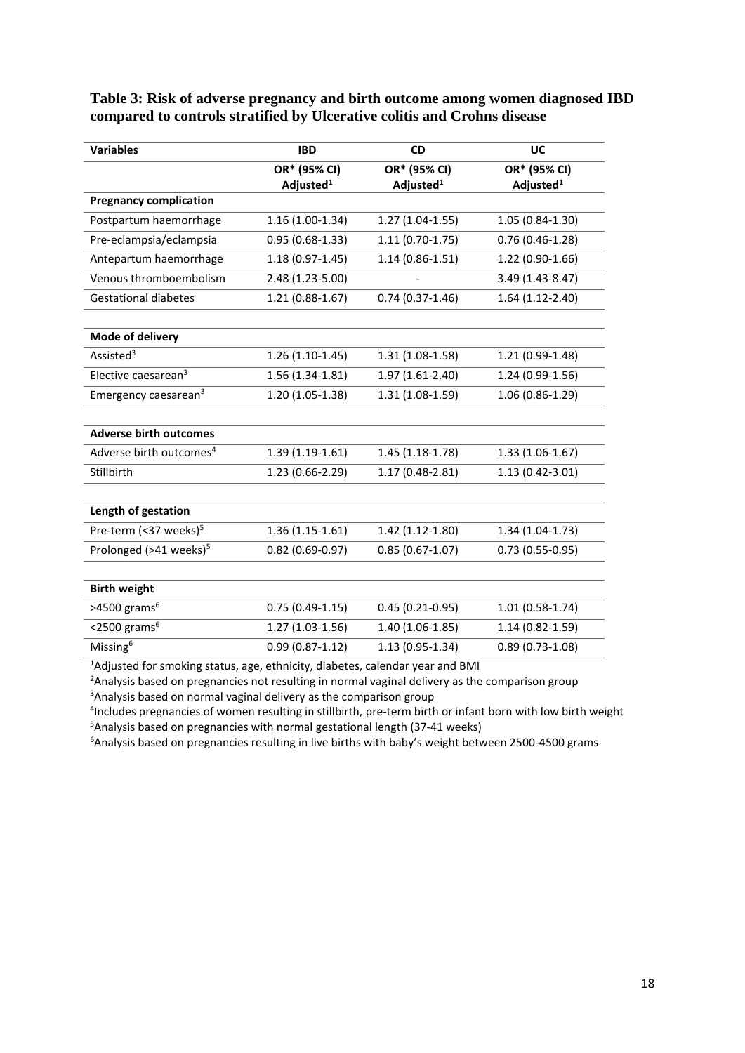**Table 3: Risk of adverse pregnancy and birth outcome among women diagnosed IBD compared to controls stratified by Ulcerative colitis and Crohns disease**

| Variables | IBD | CD | UC |
|---|---|---|---|
| | OR* (95% CI) Adjusted[1] | OR* (95% CI) Adjusted[1] | OR* (95% CI) Adjusted[1] |
| **Pregnancy complication** | | | |
| Postpartum haemorrhage | 1.16 (1.00-1.34) | 1.27 (1.04-1.55) | 1.05 (0.84-1.30) |
| Pre-eclampsia/eclampsia | 0.95 (0.68-1.33) | 1.11 (0.70-1.75) | 0.76 (0.46-1.28) |
| Antepartum haemorrhage | 1.18 (0.97-1.45) | 1.14 (0.86-1.51) | 1.22 (0.90-1.66) |
| Venous thromboembolism | 2.48 (1.23-5.00) | - | 3.49 (1.43-8.47) |
| Gestational diabetes | 1.21 (0.88-1.67) | 0.74 (0.37-1.46) | 1.64 (1.12-2.40) |
| | | | |
| **Mode of delivery** | | | |
| Assisted[3] | 1.26 (1.10-1.45) | 1.31 (1.08-1.58) | 1.21 (0.99-1.48) |
| Elective caesarean[3] | 1.56 (1.34-1.81) | 1.97 (1.61-2.40) | 1.24 (0.99-1.56) |
| Emergency caesarean[3] | 1.20 (1.05-1.38) | 1.31 (1.08-1.59) | 1.06 (0.86-1.29) |
| | | | |
| **Adverse birth outcomes** | | | |
| Adverse birth outcomes[4] | 1.39 (1.19-1.61) | 1.45 (1.18-1.78) | 1.33 (1.06-1.67) |
| Stillbirth | 1.23 (0.66-2.29) | 1.17 (0.48-2.81) | 1.13 (0.42-3.01) |
| | | | |
| **Length of gestation** | | | |
| Pre-term (<37 weeks)[5] | 1.36 (1.15-1.61) | 1.42 (1.12-1.80) | 1.34 (1.04-1.73) |
| Prolonged (>41 weeks)[5] | 0.82 (0.69-0.97) | 0.85 (0.67-1.07) | 0.73 (0.55-0.95) |
| | | | |
| **Birth weight** | | | |
| >4500 grams[6] | 0.75 (0.49-1.15) | 0.45 (0.21-0.95) | 1.01 (0.58-1.74) |
| <2500 grams[6] | 1.27 (1.03-1.56) | 1.40 (1.06-1.85) | 1.14 (0.82-1.59) |
| Missing[6] | 0.99 (0.87-1.12) | 1.13 (0.95-1.34) | 0.89 (0.73-1.08) |

[1]Adjusted for smoking status, age, ethnicity, diabetes, calendar year and BMI
[2]Analysis based on pregnancies not resulting in normal vaginal delivery as the comparison group
[3]Analysis based on normal vaginal delivery as the comparison group
[4]Includes pregnancies of women resulting in stillbirth, pre-term birth or infant born with low birth weight
[5]Analysis based on pregnancies with normal gestational length (37-41 weeks)
[6]Analysis based on pregnancies resulting in live births with baby's weight between 2500-4500 grams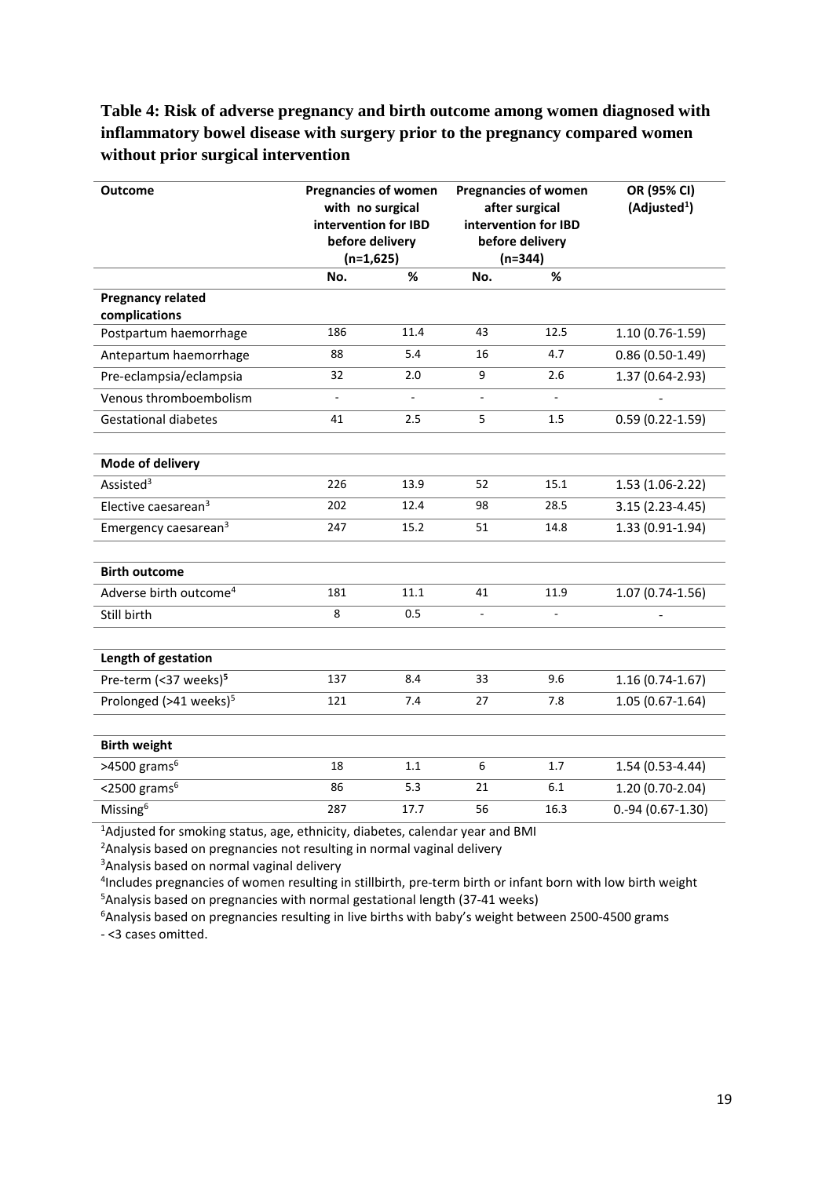**Table 4: Risk of adverse pregnancy and birth outcome among women diagnosed with inflammatory bowel disease with surgery prior to the pregnancy compared women without prior surgical intervention**

| Outcome | Pregnancies of women with no surgical intervention for IBD before delivery (n=1,625) | | Pregnancies of women after surgical intervention for IBD before delivery (n=344) | | OR (95% CI) (Adjusted[1]) |
|---|---|---|---|---|---|
| | No. | % | No. | % | |
| **Pregnancy related complications** | | | | | |
| Postpartum haemorrhage | 186 | 11.4 | 43 | 12.5 | 1.10 (0.76-1.59) |
| Antepartum haemorrhage | 88 | 5.4 | 16 | 4.7 | 0.86 (0.50-1.49) |
| Pre-eclampsia/eclampsia | 32 | 2.0 | 9 | 2.6 | 1.37 (0.64-2.93) |
| Venous thromboembolism | - | - | - | - | - |
| Gestational diabetes | 41 | 2.5 | 5 | 1.5 | 0.59 (0.22-1.59) |
| | | | | | |
| **Mode of delivery** | | | | | |
| Assisted[3] | 226 | 13.9 | 52 | 15.1 | 1.53 (1.06-2.22) |
| Elective caesarean[3] | 202 | 12.4 | 98 | 28.5 | 3.15 (2.23-4.45) |
| Emergency caesarean[3] | 247 | 15.2 | 51 | 14.8 | 1.33 (0.91-1.94) |
| | | | | | |
| **Birth outcome** | | | | | |
| Adverse birth outcome[4] | 181 | 11.1 | 41 | 11.9 | 1.07 (0.74-1.56) |
| Still birth | 8 | 0.5 | - | - | - |
| | | | | | |
| **Length of gestation** | | | | | |
| Pre-term (<37 weeks)[5] | 137 | 8.4 | 33 | 9.6 | 1.16 (0.74-1.67) |
| Prolonged (>41 weeks)[5] | 121 | 7.4 | 27 | 7.8 | 1.05 (0.67-1.64) |
| | | | | | |
| **Birth weight** | | | | | |
| >4500 grams[6] | 18 | 1.1 | 6 | 1.7 | 1.54 (0.53-4.44) |
| <2500 grams[6] | 86 | 5.3 | 21 | 6.1 | 1.20 (0.70-2.04) |
| Missing[6] | 287 | 17.7 | 56 | 16.3 | 0.-94 (0.67-1.30) |

[1]Adjusted for smoking status, age, ethnicity, diabetes, calendar year and BMI

[2]Analysis based on pregnancies not resulting in normal vaginal delivery

[3]Analysis based on normal vaginal delivery

[4]Includes pregnancies of women resulting in stillbirth, pre-term birth or infant born with low birth weight

[5]Analysis based on pregnancies with normal gestational length (37-41 weeks)

[6]Analysis based on pregnancies resulting in live births with baby's weight between 2500-4500 grams

- <3 cases omitted.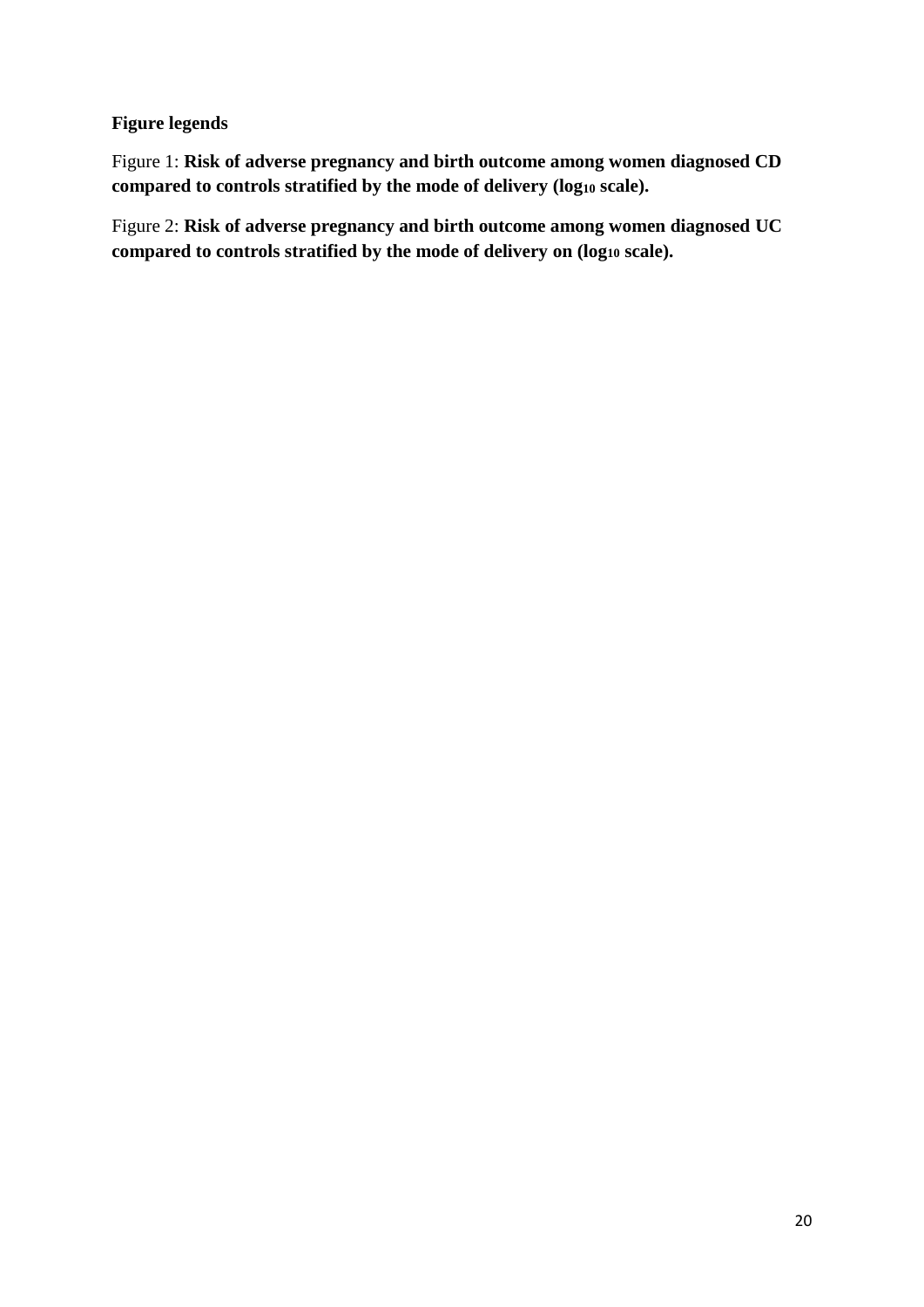**Figure legends**

Figure 1: **Risk of adverse pregnancy and birth outcome among women diagnosed CD compared to controls stratified by the mode of delivery ($log_{10}$ scale).**

Figure 2: **Risk of adverse pregnancy and birth outcome among women diagnosed UC compared to controls stratified by the mode of delivery on ($log_{10}$ scale).**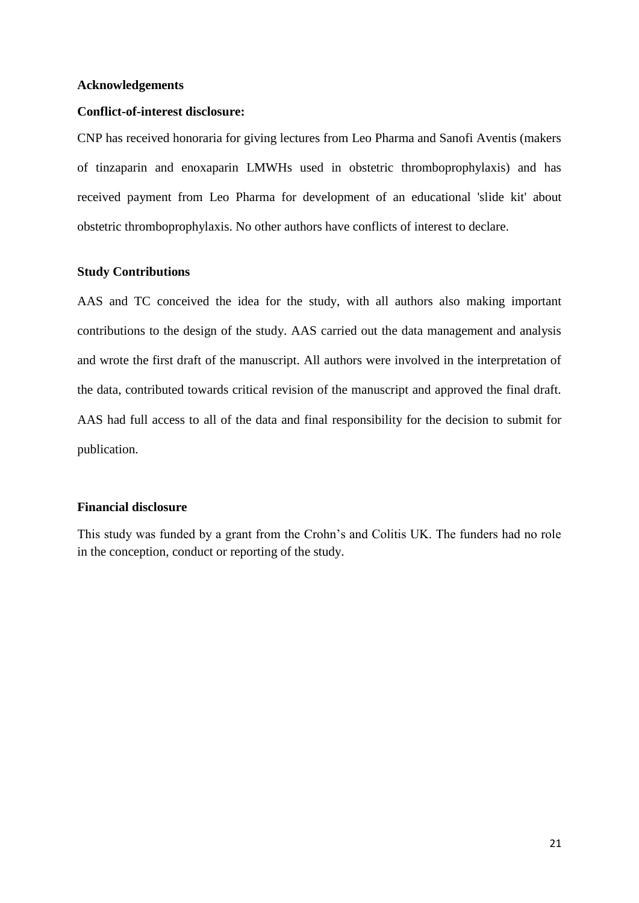**Acknowledgements**

**Conflict-of-interest disclosure:**

CNP has received honoraria for giving lectures from Leo Pharma and Sanofi Aventis (makers of tinzaparin and enoxaparin LMWHs used in obstetric thromboprophylaxis) and has received payment from Leo Pharma for development of an educational 'slide kit' about obstetric thromboprophylaxis. No other authors have conflicts of interest to declare.

**Study Contributions**

AAS and TC conceived the idea for the study, with all authors also making important contributions to the design of the study. AAS carried out the data management and analysis and wrote the first draft of the manuscript. All authors were involved in the interpretation of the data, contributed towards critical revision of the manuscript and approved the final draft. AAS had full access to all of the data and final responsibility for the decision to submit for publication.

**Financial disclosure**

This study was funded by a grant from the Crohn's and Colitis UK. The funders had no role in the conception, conduct or reporting of the study.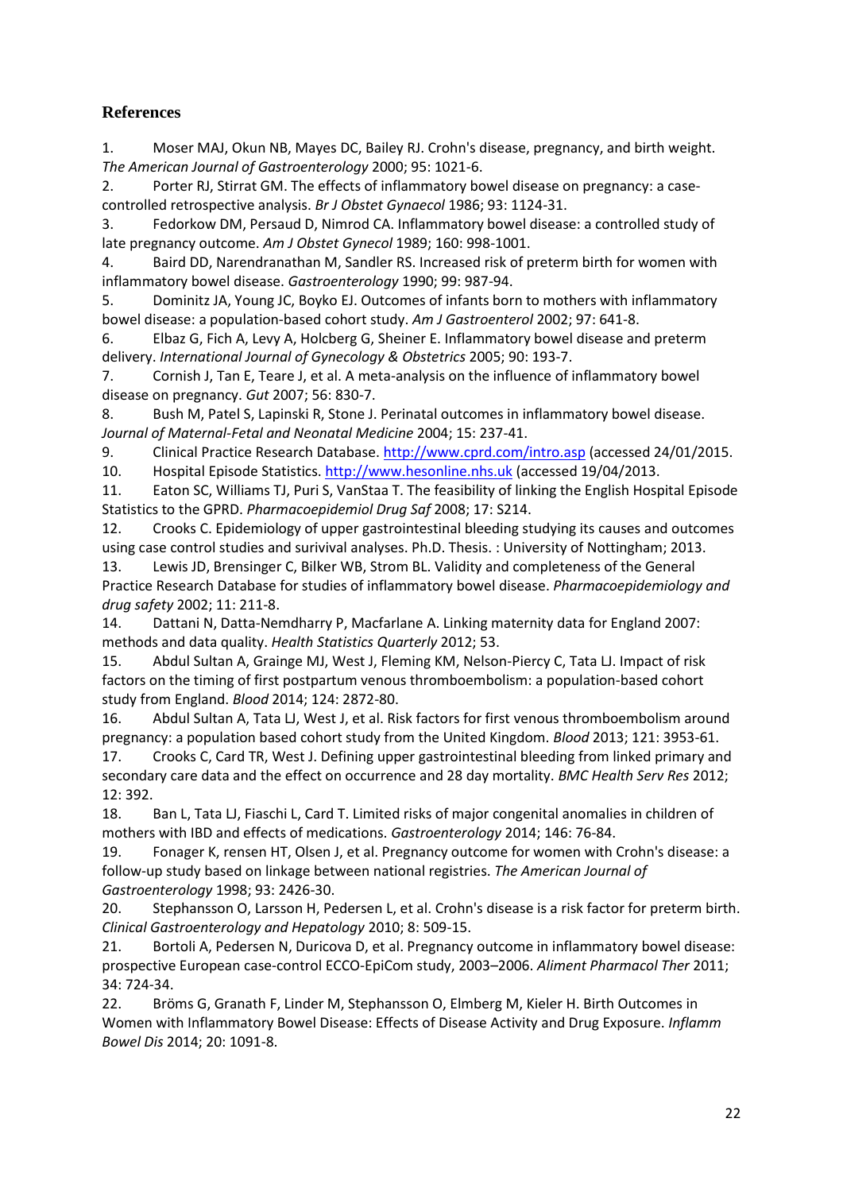## References

1. Moser MAJ, Okun NB, Mayes DC, Bailey RJ. Crohn's disease, pregnancy, and birth weight. *The American Journal of Gastroenterology* 2000; 95: 1021-6.
2. Porter RJ, Stirrat GM. The effects of inflammatory bowel disease on pregnancy: a case-controlled retrospective analysis. *Br J Obstet Gynaecol* 1986; 93: 1124-31.
3. Fedorkow DM, Persaud D, Nimrod CA. Inflammatory bowel disease: a controlled study of late pregnancy outcome. *Am J Obstet Gynecol* 1989; 160: 998-1001.
4. Baird DD, Narendranathan M, Sandler RS. Increased risk of preterm birth for women with inflammatory bowel disease. *Gastroenterology* 1990; 99: 987-94.
5. Dominitz JA, Young JC, Boyko EJ. Outcomes of infants born to mothers with inflammatory bowel disease: a population-based cohort study. *Am J Gastroenterol* 2002; 97: 641-8.
6. Elbaz G, Fich A, Levy A, Holcberg G, Sheiner E. Inflammatory bowel disease and preterm delivery. *International Journal of Gynecology & Obstetrics* 2005; 90: 193-7.
7. Cornish J, Tan E, Teare J, et al. A meta-analysis on the influence of inflammatory bowel disease on pregnancy. *Gut* 2007; 56: 830-7.
8. Bush M, Patel S, Lapinski R, Stone J. Perinatal outcomes in inflammatory bowel disease. *Journal of Maternal-Fetal and Neonatal Medicine* 2004; 15: 237-41.
9. Clinical Practice Research Database. http://www.cprd.com/intro.asp (accessed 24/01/2015.
10. Hospital Episode Statistics. http://www.hesonline.nhs.uk (accessed 19/04/2013.
11. Eaton SC, Williams TJ, Puri S, VanStaa T. The feasibility of linking the English Hospital Episode Statistics to the GPRD. *Pharmacoepidemiol Drug Saf* 2008; 17: S214.
12. Crooks C. Epidemiology of upper gastrointestinal bleeding studying its causes and outcomes using case control studies and surivival analyses. Ph.D. Thesis. : University of Nottingham; 2013.
13. Lewis JD, Brensinger C, Bilker WB, Strom BL. Validity and completeness of the General Practice Research Database for studies of inflammatory bowel disease. *Pharmacoepidemiology and drug safety* 2002; 11: 211-8.
14. Dattani N, Datta-Nemdharry P, Macfarlane A. Linking maternity data for England 2007: methods and data quality. *Health Statistics Quarterly* 2012; 53.
15. Abdul Sultan A, Grainge MJ, West J, Fleming KM, Nelson-Piercy C, Tata LJ. Impact of risk factors on the timing of first postpartum venous thromboembolism: a population-based cohort study from England. *Blood* 2014; 124: 2872-80.
16. Abdul Sultan A, Tata LJ, West J, et al. Risk factors for first venous thromboembolism around pregnancy: a population based cohort study from the United Kingdom. *Blood* 2013; 121: 3953-61.
17. Crooks C, Card TR, West J. Defining upper gastrointestinal bleeding from linked primary and secondary care data and the effect on occurrence and 28 day mortality. *BMC Health Serv Res* 2012; 12: 392.
18. Ban L, Tata LJ, Fiaschi L, Card T. Limited risks of major congenital anomalies in children of mothers with IBD and effects of medications. *Gastroenterology* 2014; 146: 76-84.
19. Fonager K, rensen HT, Olsen J, et al. Pregnancy outcome for women with Crohn's disease: a follow-up study based on linkage between national registries. *The American Journal of Gastroenterology* 1998; 93: 2426-30.
20. Stephansson O, Larsson H, Pedersen L, et al. Crohn's disease is a risk factor for preterm birth. *Clinical Gastroenterology and Hepatology* 2010; 8: 509-15.
21. Bortoli A, Pedersen N, Duricova D, et al. Pregnancy outcome in inflammatory bowel disease: prospective European case-control ECCO-EpiCom study, 2003–2006. *Aliment Pharmacol Ther* 2011; 34: 724-34.
22. Bröms G, Granath F, Linder M, Stephansson O, Elmberg M, Kieler H. Birth Outcomes in Women with Inflammatory Bowel Disease: Effects of Disease Activity and Drug Exposure. *Inflamm Bowel Dis* 2014; 20: 1091-8.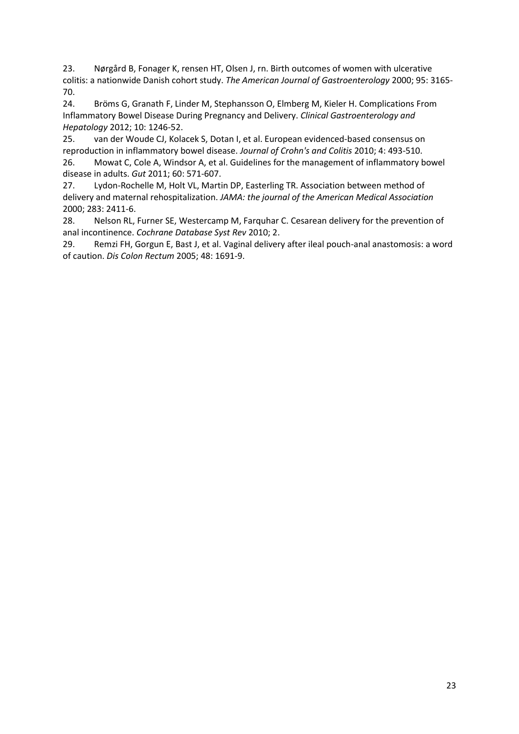23. Nørgård B, Fonager K, rensen HT, Olsen J, rn. Birth outcomes of women with ulcerative colitis: a nationwide Danish cohort study. *The American Journal of Gastroenterology* 2000; 95: 3165-70.

24. Bröms G, Granath F, Linder M, Stephansson O, Elmberg M, Kieler H. Complications From Inflammatory Bowel Disease During Pregnancy and Delivery. *Clinical Gastroenterology and Hepatology* 2012; 10: 1246-52.

25. van der Woude CJ, Kolacek S, Dotan I, et al. European evidenced-based consensus on reproduction in inflammatory bowel disease. *Journal of Crohn's and Colitis* 2010; 4: 493-510.

26. Mowat C, Cole A, Windsor A, et al. Guidelines for the management of inflammatory bowel disease in adults. *Gut* 2011; 60: 571-607.

27. Lydon-Rochelle M, Holt VL, Martin DP, Easterling TR. Association between method of delivery and maternal rehospitalization. *JAMA: the journal of the American Medical Association* 2000; 283: 2411-6.

28. Nelson RL, Furner SE, Westercamp M, Farquhar C. Cesarean delivery for the prevention of anal incontinence. *Cochrane Database Syst Rev* 2010; 2.

29. Remzi FH, Gorgun E, Bast J, et al. Vaginal delivery after ileal pouch-anal anastomosis: a word of caution. *Dis Colon Rectum* 2005; 48: 1691-9.